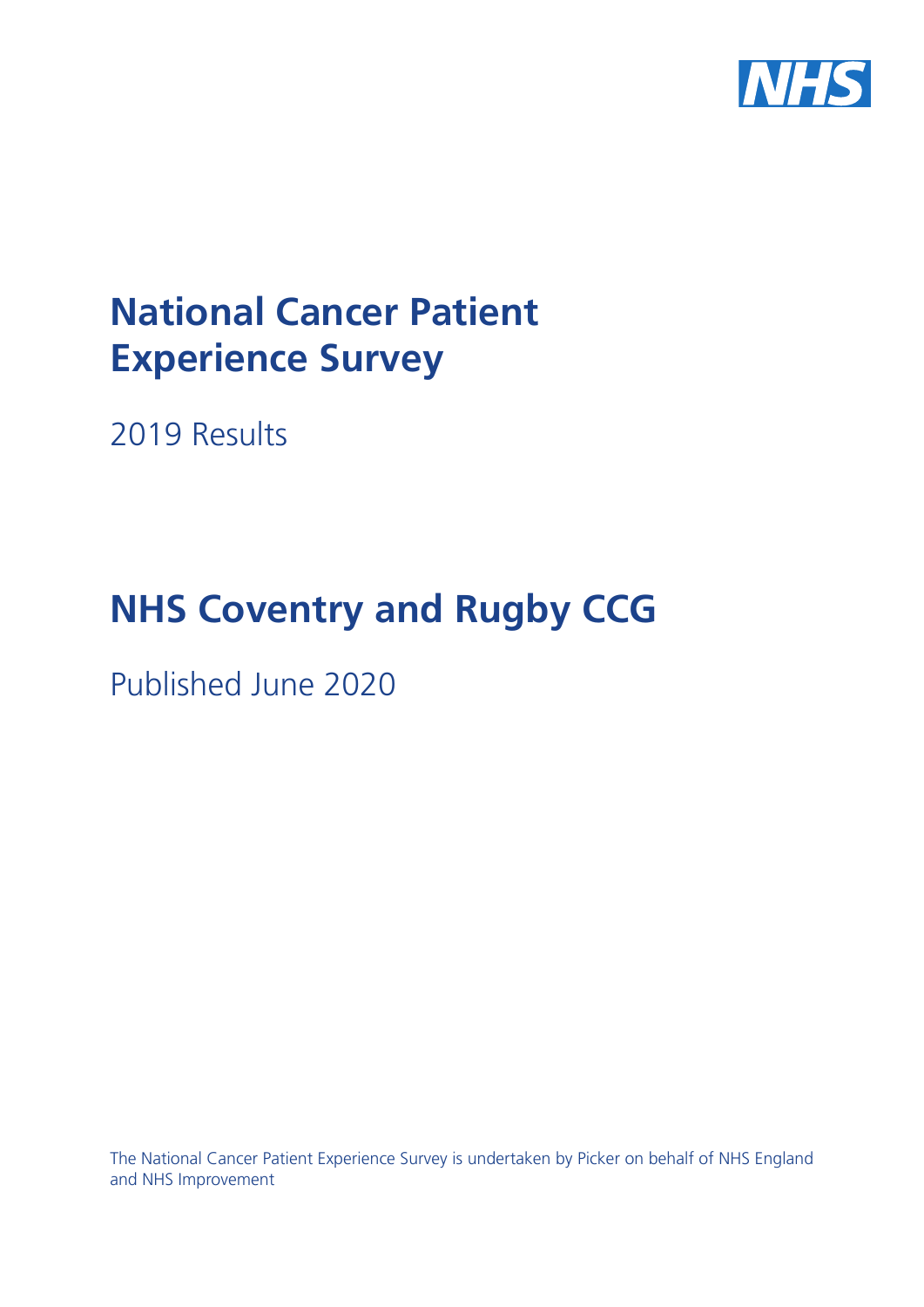NHS

# National Cancer Patient Experience Survey

2019 Results

# NHS Coventry and Rugby CCG

Published June 2020

The National Cancer Patient Experience Survey is undertaken by Picker on behalf of NHS England and NHS Improvement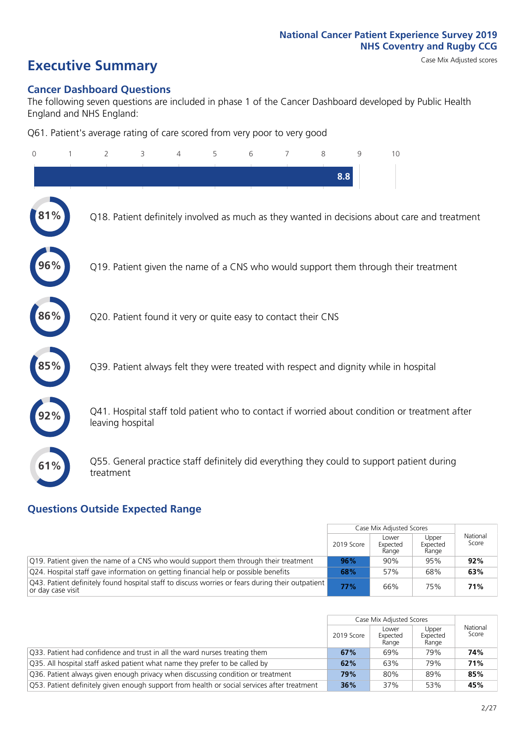National Cancer Patient Experience Survey 2019
NHS Coventry and Rugby CCG

# Executive Summary

Case Mix Adjusted scores

## Cancer Dashboard Questions

The following seven questions are included in phase 1 of the Cancer Dashboard developed by Public Health England and NHS England:

Q61. Patient's average rating of care scored from very poor to very good

8.8

- 81% Q18. Patient definitely involved as much as they wanted in decisions about care and treatment
- 96% Q19. Patient given the name of a CNS who would support them through their treatment
- 86% Q20. Patient found it very or quite easy to contact their CNS
- 85% Q39. Patient always felt they were treated with respect and dignity while in hospital
- 92% Q41. Hospital staff told patient who to contact if worried about condition or treatment after leaving hospital
- 61% Q55. General practice staff definitely did everything they could to support patient during treatment

## Questions Outside Expected Range

| | Case Mix Adjusted Scores | | | National Score |
|---|---|---|---|---|
| | 2019 Score | Lower Expected Range | Upper Expected Range | |
| Q19. Patient given the name of a CNS who would support them through their treatment | **96%** | 90% | 95% | **92%** |
| Q24. Hospital staff gave information on getting financial help or possible benefits | **68%** | 57% | 68% | **63%** |
| Q43. Patient definitely found hospital staff to discuss worries or fears during their outpatient or day case visit | **77%** | 66% | 75% | **71%** |

| | Case Mix Adjusted Scores | | | National Score |
|---|---|---|---|---|
| | 2019 Score | Lower Expected Range | Upper Expected Range | |
| Q33. Patient had confidence and trust in all the ward nurses treating them | **67%** | 69% | 79% | **74%** |
| Q35. All hospital staff asked patient what name they prefer to be called by | **62%** | 63% | 79% | **71%** |
| Q36. Patient always given enough privacy when discussing condition or treatment | **79%** | 80% | 89% | **85%** |
| Q53. Patient definitely given enough support from health or social services after treatment | **36%** | 37% | 53% | **45%** |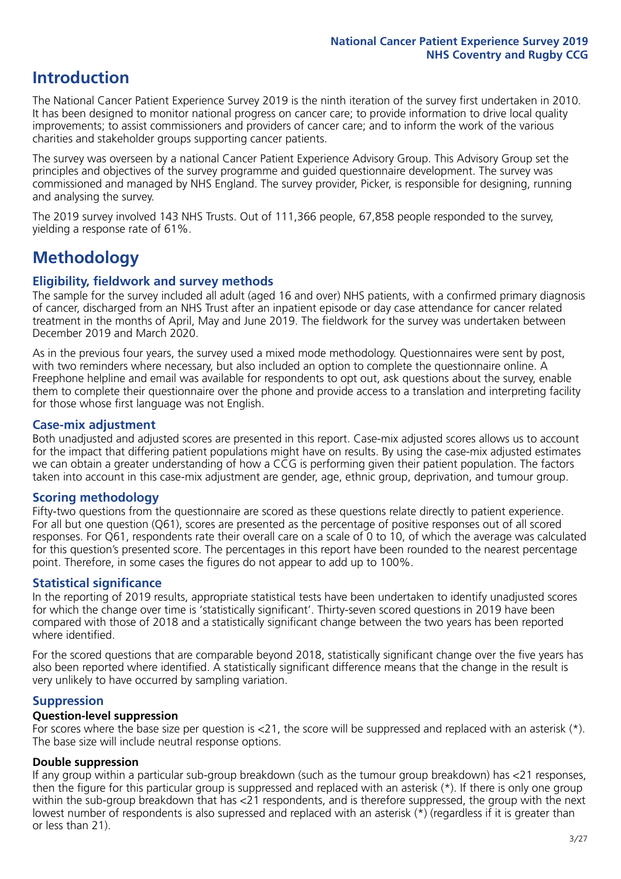# Introduction

The National Cancer Patient Experience Survey 2019 is the ninth iteration of the survey first undertaken in 2010. It has been designed to monitor national progress on cancer care; to provide information to drive local quality improvements; to assist commissioners and providers of cancer care; and to inform the work of the various charities and stakeholder groups supporting cancer patients.

The survey was overseen by a national Cancer Patient Experience Advisory Group. This Advisory Group set the principles and objectives of the survey programme and guided questionnaire development. The survey was commissioned and managed by NHS England. The survey provider, Picker, is responsible for designing, running and analysing the survey.

The 2019 survey involved 143 NHS Trusts. Out of 111,366 people, 67,858 people responded to the survey, yielding a response rate of 61%.

# Methodology

## Eligibility, fieldwork and survey methods

The sample for the survey included all adult (aged 16 and over) NHS patients, with a confirmed primary diagnosis of cancer, discharged from an NHS Trust after an inpatient episode or day case attendance for cancer related treatment in the months of April, May and June 2019. The fieldwork for the survey was undertaken between December 2019 and March 2020.

As in the previous four years, the survey used a mixed mode methodology. Questionnaires were sent by post, with two reminders where necessary, but also included an option to complete the questionnaire online. A Freephone helpline and email was available for respondents to opt out, ask questions about the survey, enable them to complete their questionnaire over the phone and provide access to a translation and interpreting facility for those whose first language was not English.

## Case-mix adjustment

Both unadjusted and adjusted scores are presented in this report. Case-mix adjusted scores allows us to account for the impact that differing patient populations might have on results. By using the case-mix adjusted estimates we can obtain a greater understanding of how a CCG is performing given their patient population. The factors taken into account in this case-mix adjustment are gender, age, ethnic group, deprivation, and tumour group.

## Scoring methodology

Fifty-two questions from the questionnaire are scored as these questions relate directly to patient experience. For all but one question (Q61), scores are presented as the percentage of positive responses out of all scored responses. For Q61, respondents rate their overall care on a scale of 0 to 10, of which the average was calculated for this question's presented score. The percentages in this report have been rounded to the nearest percentage point. Therefore, in some cases the figures do not appear to add up to 100%.

## Statistical significance

In the reporting of 2019 results, appropriate statistical tests have been undertaken to identify unadjusted scores for which the change over time is 'statistically significant'. Thirty-seven scored questions in 2019 have been compared with those of 2018 and a statistically significant change between the two years has been reported where identified.

For the scored questions that are comparable beyond 2018, statistically significant change over the five years has also been reported where identified. A statistically significant difference means that the change in the result is very unlikely to have occurred by sampling variation.

## Suppression

### Question-level suppression

For scores where the base size per question is <21, the score will be suppressed and replaced with an asterisk (*). The base size will include neutral response options.

### Double suppression

If any group within a particular sub-group breakdown (such as the tumour group breakdown) has <21 responses, then the figure for this particular group is suppressed and replaced with an asterisk (*). If there is only one group within the sub-group breakdown that has <21 respondents, and is therefore suppressed, the group with the next lowest number of respondents is also supressed and replaced with an asterisk (*) (regardless if it is greater than or less than 21).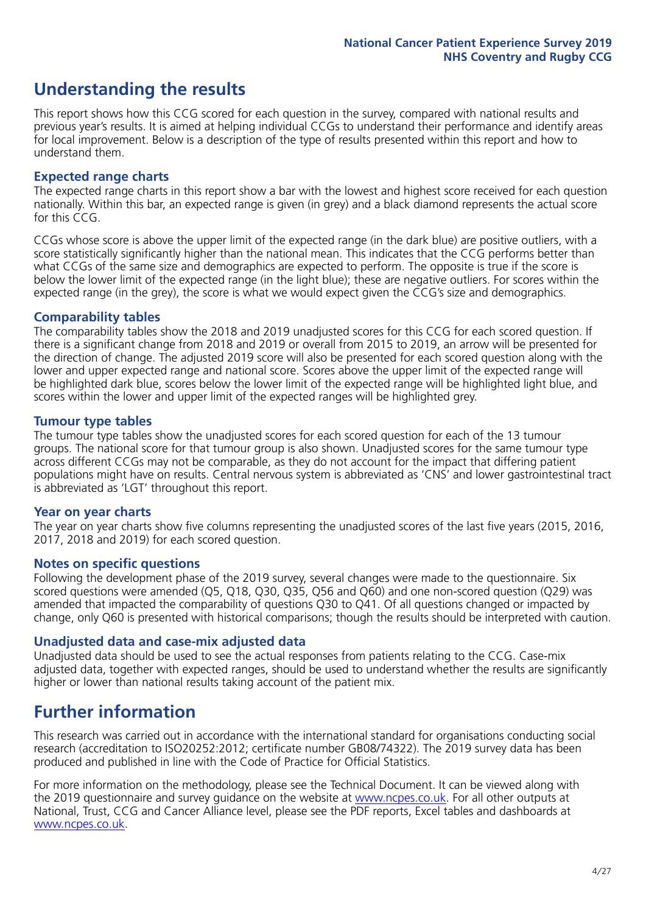## Understanding the results

This report shows how this CCG scored for each question in the survey, compared with national results and previous year's results. It is aimed at helping individual CCGs to understand their performance and identify areas for local improvement. Below is a description of the type of results presented within this report and how to understand them.

### Expected range charts

The expected range charts in this report show a bar with the lowest and highest score received for each question nationally. Within this bar, an expected range is given (in grey) and a black diamond represents the actual score for this CCG.

CCGs whose score is above the upper limit of the expected range (in the dark blue) are positive outliers, with a score statistically significantly higher than the national mean. This indicates that the CCG performs better than what CCGs of the same size and demographics are expected to perform. The opposite is true if the score is below the lower limit of the expected range (in the light blue); these are negative outliers. For scores within the expected range (in the grey), the score is what we would expect given the CCG's size and demographics.

### Comparability tables

The comparability tables show the 2018 and 2019 unadjusted scores for this CCG for each scored question. If there is a significant change from 2018 and 2019 or overall from 2015 to 2019, an arrow will be presented for the direction of change. The adjusted 2019 score will also be presented for each scored question along with the lower and upper expected range and national score. Scores above the upper limit of the expected range will be highlighted dark blue, scores below the lower limit of the expected range will be highlighted light blue, and scores within the lower and upper limit of the expected ranges will be highlighted grey.

### Tumour type tables

The tumour type tables show the unadjusted scores for each scored question for each of the 13 tumour groups. The national score for that tumour group is also shown. Unadjusted scores for the same tumour type across different CCGs may not be comparable, as they do not account for the impact that differing patient populations might have on results. Central nervous system is abbreviated as 'CNS' and lower gastrointestinal tract is abbreviated as 'LGT' throughout this report.

### Year on year charts

The year on year charts show five columns representing the unadjusted scores of the last five years (2015, 2016, 2017, 2018 and 2019) for each scored question.

### Notes on specific questions

Following the development phase of the 2019 survey, several changes were made to the questionnaire. Six scored questions were amended (Q5, Q18, Q30, Q35, Q56 and Q60) and one non-scored question (Q29) was amended that impacted the comparability of questions Q30 to Q41. Of all questions changed or impacted by change, only Q60 is presented with historical comparisons; though the results should be interpreted with caution.

### Unadjusted data and case-mix adjusted data

Unadjusted data should be used to see the actual responses from patients relating to the CCG. Case-mix adjusted data, together with expected ranges, should be used to understand whether the results are significantly higher or lower than national results taking account of the patient mix.

## Further information

This research was carried out in accordance with the international standard for organisations conducting social research (accreditation to ISO20252:2012; certificate number GB08/74322). The 2019 survey data has been produced and published in line with the Code of Practice for Official Statistics.

For more information on the methodology, please see the Technical Document. It can be viewed along with the 2019 questionnaire and survey guidance on the website at [www.ncpes.co.uk](www.ncpes.co.uk). For all other outputs at National, Trust, CCG and Cancer Alliance level, please see the PDF reports, Excel tables and dashboards at [www.ncpes.co.uk](www.ncpes.co.uk).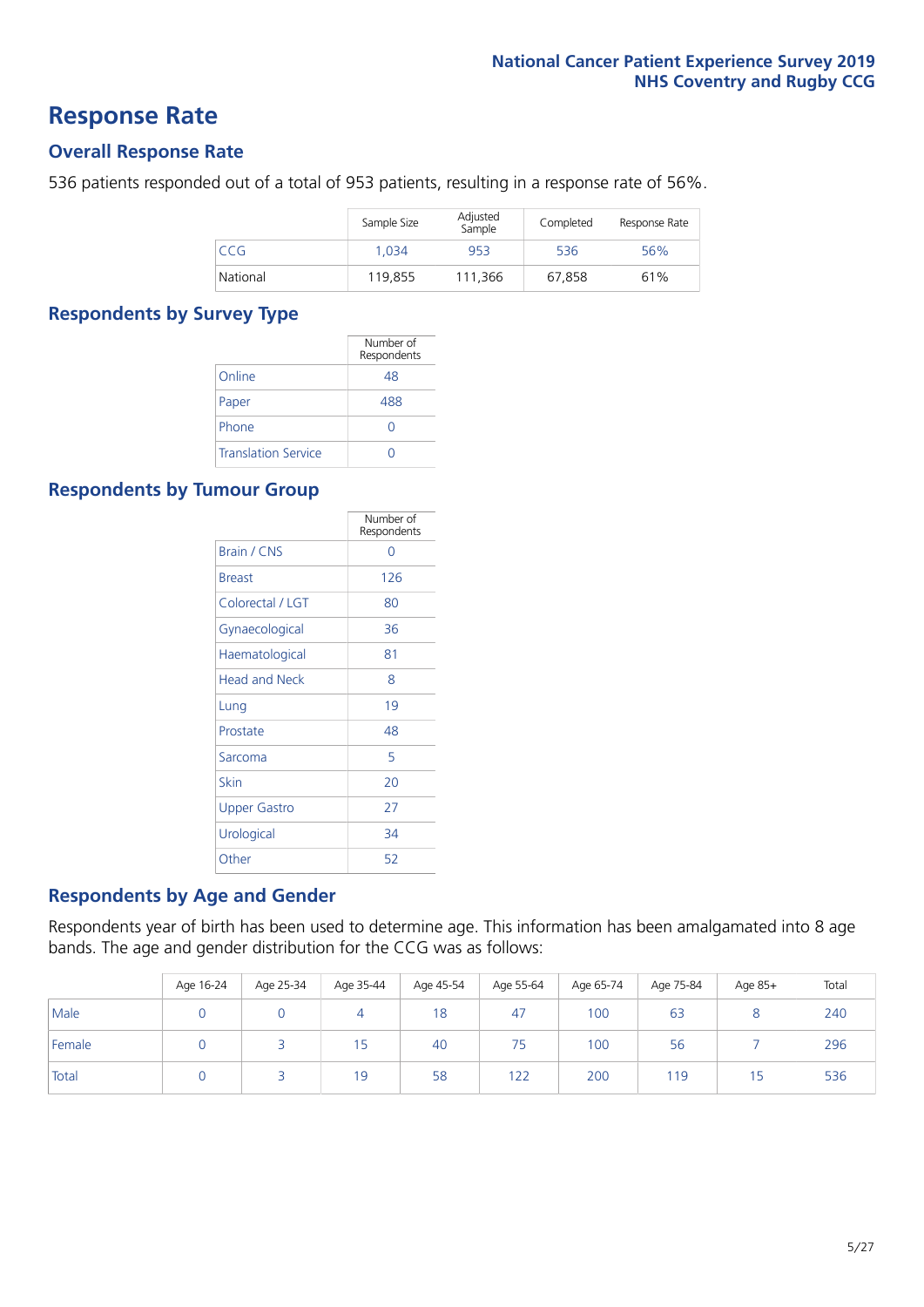# Response Rate

## Overall Response Rate

536 patients responded out of a total of 953 patients, resulting in a response rate of 56%.

| | Sample Size | Adjusted Sample | Completed | Response Rate |
|---|---|---|---|---|
| CCG | 1,034 | 953 | 536 | 56% |
| National | 119,855 | 111,366 | 67,858 | 61% |

## Respondents by Survey Type

| | Number of Respondents |
|---|---|
| Online | 48 |
| Paper | 488 |
| Phone | 0 |
| Translation Service | 0 |

## Respondents by Tumour Group

| | Number of Respondents |
|---|---|
| Brain / CNS | 0 |
| Breast | 126 |
| Colorectal / LGT | 80 |
| Gynaecological | 36 |
| Haematological | 81 |
| Head and Neck | 8 |
| Lung | 19 |
| Prostate | 48 |
| Sarcoma | 5 |
| Skin | 20 |
| Upper Gastro | 27 |
| Urological | 34 |
| Other | 52 |

## Respondents by Age and Gender

Respondents year of birth has been used to determine age. This information has been amalgamated into 8 age bands. The age and gender distribution for the CCG was as follows:

| | Age 16-24 | Age 25-34 | Age 35-44 | Age 45-54 | Age 55-64 | Age 65-74 | Age 75-84 | Age 85+ | Total |
|---|---|---|---|---|---|---|---|---|---|
| Male | 0 | 0 | 4 | 18 | 47 | 100 | 63 | 8 | 240 |
| Female | 0 | 3 | 15 | 40 | 75 | 100 | 56 | 7 | 296 |
| Total | 0 | 3 | 19 | 58 | 122 | 200 | 119 | 15 | 536 |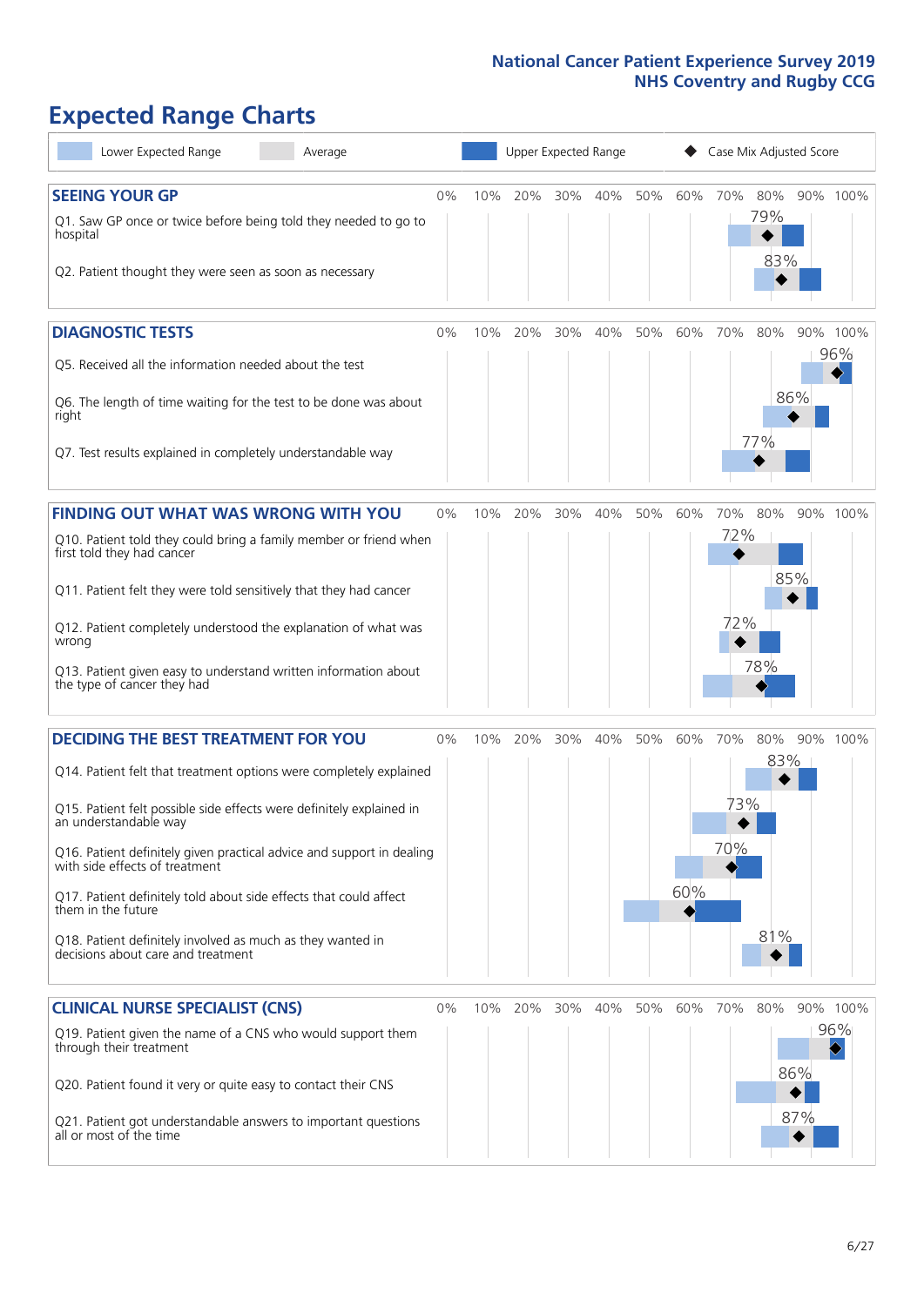# Expected Range Charts

Lower Expected Range | Average | Upper Expected Range | Case Mix Adjusted Score

## SEEING YOUR GP

| Question | Case Mix Adjusted Score |
|---|---|
| Q1. Saw GP once or twice before being told they needed to go to hospital | 79% |
| Q2. Patient thought they were seen as soon as necessary | 83% |

## DIAGNOSTIC TESTS

| Question | Case Mix Adjusted Score |
|---|---|
| Q5. Received all the information needed about the test | 96% |
| Q6. The length of time waiting for the test to be done was about right | 86% |
| Q7. Test results explained in completely understandable way | 77% |

## FINDING OUT WHAT WAS WRONG WITH YOU

| Question | Case Mix Adjusted Score |
|---|---|
| Q10. Patient told they could bring a family member or friend when first told they had cancer | 72% |
| Q11. Patient felt they were told sensitively that they had cancer | 85% |
| Q12. Patient completely understood the explanation of what was wrong | 72% |
| Q13. Patient given easy to understand written information about the type of cancer they had | 78% |

## DECIDING THE BEST TREATMENT FOR YOU

| Question | Case Mix Adjusted Score |
|---|---|
| Q14. Patient felt that treatment options were completely explained | 83% |
| Q15. Patient felt possible side effects were definitely explained in an understandable way | 73% |
| Q16. Patient definitely given practical advice and support in dealing with side effects of treatment | 70% |
| Q17. Patient definitely told about side effects that could affect them in the future | 60% |
| Q18. Patient definitely involved as much as they wanted in decisions about care and treatment | 81% |

## CLINICAL NURSE SPECIALIST (CNS)

| Question | Case Mix Adjusted Score |
|---|---|
| Q19. Patient given the name of a CNS who would support them through their treatment | 96% |
| Q20. Patient found it very or quite easy to contact their CNS | 86% |
| Q21. Patient got understandable answers to important questions all or most of the time | 87% |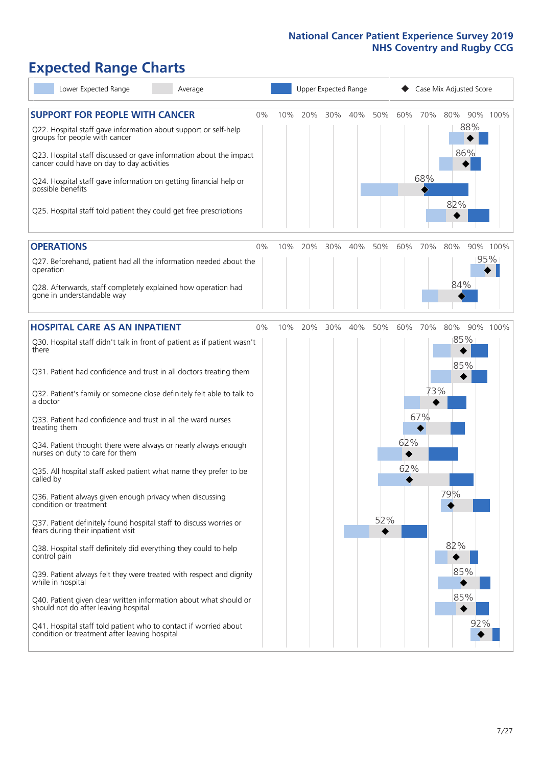# Expected Range Charts

Lower Expected Range | Average | Upper Expected Range | Case Mix Adjusted Score

## SUPPORT FOR PEOPLE WITH CANCER

| Question | Case Mix Adjusted Score |
|---|---|
| Q22. Hospital staff gave information about support or self-help groups for people with cancer | 88% |
| Q23. Hospital staff discussed or gave information about the impact cancer could have on day to day activities | 86% |
| Q24. Hospital staff gave information on getting financial help or possible benefits | 68% |
| Q25. Hospital staff told patient they could get free prescriptions | 82% |

## OPERATIONS

| Question | Case Mix Adjusted Score |
|---|---|
| Q27. Beforehand, patient had all the information needed about the operation | 95% |
| Q28. Afterwards, staff completely explained how operation had gone in understandable way | 84% |

## HOSPITAL CARE AS AN INPATIENT

| Question | Case Mix Adjusted Score |
|---|---|
| Q30. Hospital staff didn't talk in front of patient as if patient wasn't there | 85% |
| Q31. Patient had confidence and trust in all doctors treating them | 85% |
| Q32. Patient's family or someone close definitely felt able to talk to a doctor | 73% |
| Q33. Patient had confidence and trust in all the ward nurses treating them | 67% |
| Q34. Patient thought there were always or nearly always enough nurses on duty to care for them | 62% |
| Q35. All hospital staff asked patient what name they prefer to be called by | 62% |
| Q36. Patient always given enough privacy when discussing condition or treatment | 79% |
| Q37. Patient definitely found hospital staff to discuss worries or fears during their inpatient visit | 52% |
| Q38. Hospital staff definitely did everything they could to help control pain | 82% |
| Q39. Patient always felt they were treated with respect and dignity while in hospital | 85% |
| Q40. Patient given clear written information about what should or should not do after leaving hospital | 85% |
| Q41. Hospital staff told patient who to contact if worried about condition or treatment after leaving hospital | 92% |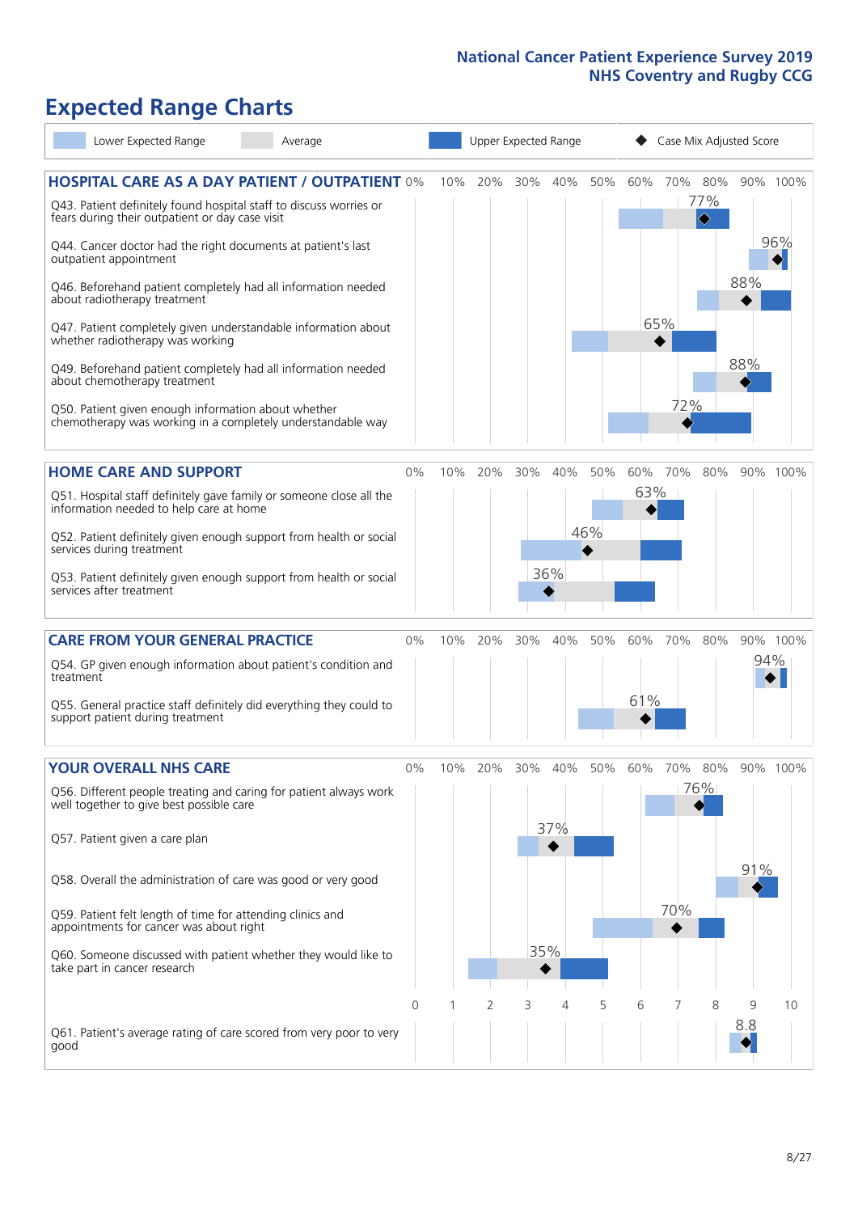# Expected Range Charts

Lower Expected Range | Average | Upper Expected Range | ◆ Case Mix Adjusted Score

## HOSPITAL CARE AS A DAY PATIENT / OUTPATIENT

| Question | Case Mix Adjusted Score |
|---|---|
| Q43. Patient definitely found hospital staff to discuss worries or fears during their outpatient or day case visit | 77% |
| Q44. Cancer doctor had the right documents at patient's last outpatient appointment | 96% |
| Q46. Beforehand patient completely had all information needed about radiotherapy treatment | 88% |
| Q47. Patient completely given understandable information about whether radiotherapy was working | 65% |
| Q49. Beforehand patient completely had all information needed about chemotherapy treatment | 88% |
| Q50. Patient given enough information about whether chemotherapy was working in a completely understandable way | 72% |

## HOME CARE AND SUPPORT

| Question | Case Mix Adjusted Score |
|---|---|
| Q51. Hospital staff definitely gave family or someone close all the information needed to help care at home | 63% |
| Q52. Patient definitely given enough support from health or social services during treatment | 46% |
| Q53. Patient definitely given enough support from health or social services after treatment | 36% |

## CARE FROM YOUR GENERAL PRACTICE

| Question | Case Mix Adjusted Score |
|---|---|
| Q54. GP given enough information about patient's condition and treatment | 94% |
| Q55. General practice staff definitely did everything they could to support patient during treatment | 61% |

## YOUR OVERALL NHS CARE

| Question | Case Mix Adjusted Score |
|---|---|
| Q56. Different people treating and caring for patient always work well together to give best possible care | 76% |
| Q57. Patient given a care plan | 37% |
| Q58. Overall the administration of care was good or very good | 91% |
| Q59. Patient felt length of time for attending clinics and appointments for cancer was about right | 70% |
| Q60. Someone discussed with patient whether they would like to take part in cancer research | 35% |
| Q61. Patient's average rating of care scored from very poor to very good | 8.8 |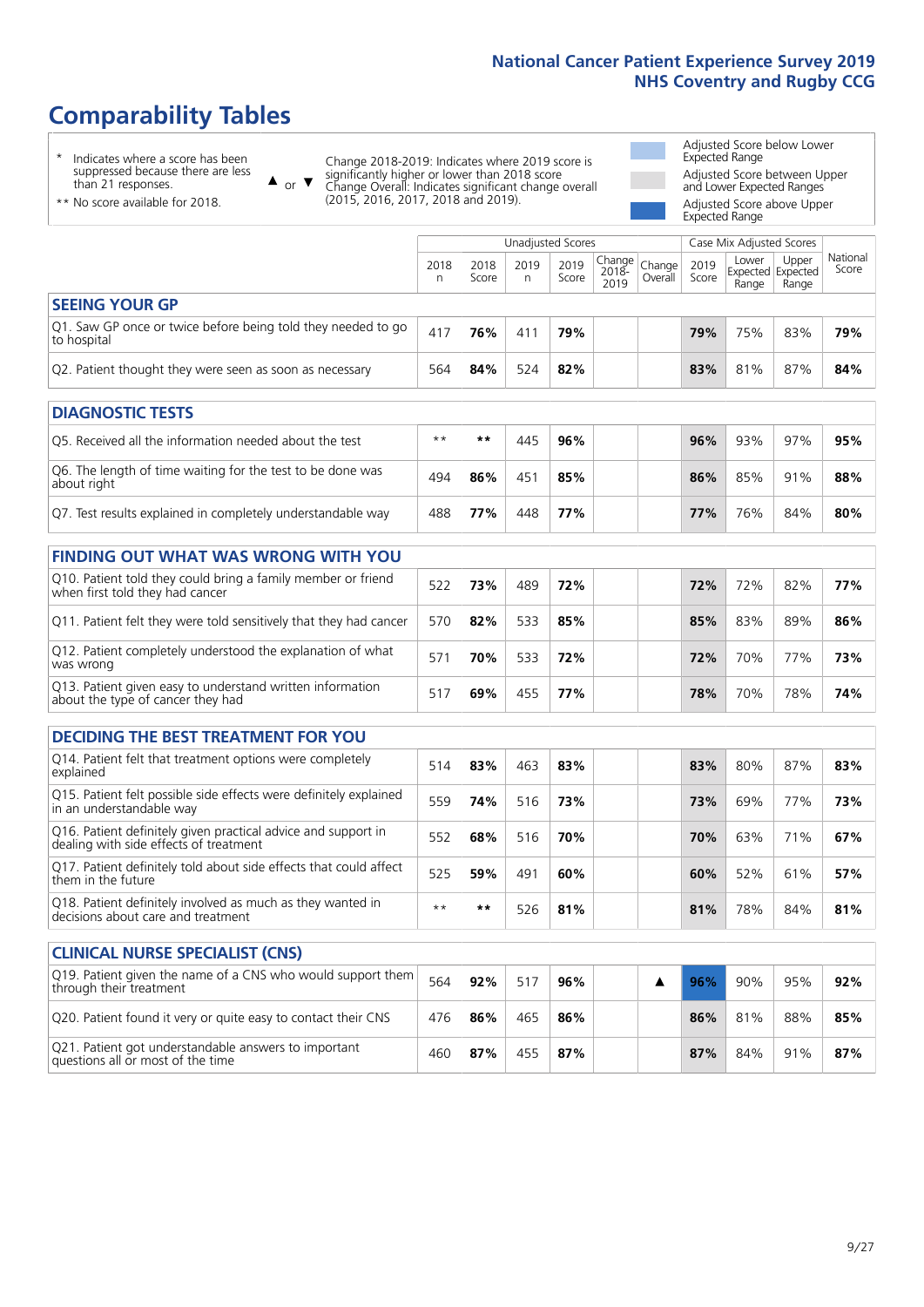# Comparability Tables

\* Indicates where a score has been suppressed because there are less than 21 responses.

** No score available for 2018.

▲ or ▼ Change 2018-2019: Indicates where 2019 score is significantly higher or lower than 2018 score. Change Overall: Indicates significant change overall (2015, 2016, 2017, 2018 and 2019).

Adjusted Score below Lower Expected Range

Adjusted Score between Upper and Lower Expected Ranges

Adjusted Score above Upper Expected Range

| | Unadjusted Scores | | | | | | Case Mix Adjusted Scores | | | |
|---|---|---|---|---|---|---|---|---|---|---|
| | 2018 n | 2018 Score | 2019 n | 2019 Score | Change 2018-2019 | Change Overall | 2019 Score | Lower Expected Range | Upper Expected Range | National Score |
| **SEEING YOUR GP** | | | | | | | | | | |
| Q1. Saw GP once or twice before being told they needed to go to hospital | 417 | **76%** | 411 | **79%** | | | **79%** | 75% | 83% | **79%** |
| Q2. Patient thought they were seen as soon as necessary | 564 | **84%** | 524 | **82%** | | | **83%** | 81% | 87% | **84%** |
| **DIAGNOSTIC TESTS** | | | | | | | | | | |
| Q5. Received all the information needed about the test | ** | ** | 445 | **96%** | | | **96%** | 93% | 97% | **95%** |
| Q6. The length of time waiting for the test to be done was about right | 494 | **86%** | 451 | **85%** | | | **86%** | 85% | 91% | **88%** |
| Q7. Test results explained in completely understandable way | 488 | **77%** | 448 | **77%** | | | **77%** | 76% | 84% | **80%** |
| **FINDING OUT WHAT WAS WRONG WITH YOU** | | | | | | | | | | |
| Q10. Patient told they could bring a family member or friend when first told they had cancer | 522 | **73%** | 489 | **72%** | | | **72%** | 72% | 82% | **77%** |
| Q11. Patient felt they were told sensitively that they had cancer | 570 | **82%** | 533 | **85%** | | | **85%** | 83% | 89% | **86%** |
| Q12. Patient completely understood the explanation of what was wrong | 571 | **70%** | 533 | **72%** | | | **72%** | 70% | 77% | **73%** |
| Q13. Patient given easy to understand written information about the type of cancer they had | 517 | **69%** | 455 | **77%** | | | **78%** | 70% | 78% | **74%** |
| **DECIDING THE BEST TREATMENT FOR YOU** | | | | | | | | | | |
| Q14. Patient felt that treatment options were completely explained | 514 | **83%** | 463 | **83%** | | | **83%** | 80% | 87% | **83%** |
| Q15. Patient felt possible side effects were definitely explained in an understandable way | 559 | **74%** | 516 | **73%** | | | **73%** | 69% | 77% | **73%** |
| Q16. Patient definitely given practical advice and support in dealing with side effects of treatment | 552 | **68%** | 516 | **70%** | | | **70%** | 63% | 71% | **67%** |
| Q17. Patient definitely told about side effects that could affect them in the future | 525 | **59%** | 491 | **60%** | | | **60%** | 52% | 61% | **57%** |
| Q18. Patient definitely involved as much as they wanted in decisions about care and treatment | ** | ** | 526 | **81%** | | | **81%** | 78% | 84% | **81%** |
| **CLINICAL NURSE SPECIALIST (CNS)** | | | | | | | | | | |
| Q19. Patient given the name of a CNS who would support them through their treatment | 564 | **92%** | 517 | **96%** | | ▲ | **96%** | 90% | 95% | **92%** |
| Q20. Patient found it very or quite easy to contact their CNS | 476 | **86%** | 465 | **86%** | | | **86%** | 81% | 88% | **85%** |
| Q21. Patient got understandable answers to important questions all or most of the time | 460 | **87%** | 455 | **87%** | | | **87%** | 84% | 91% | **87%** |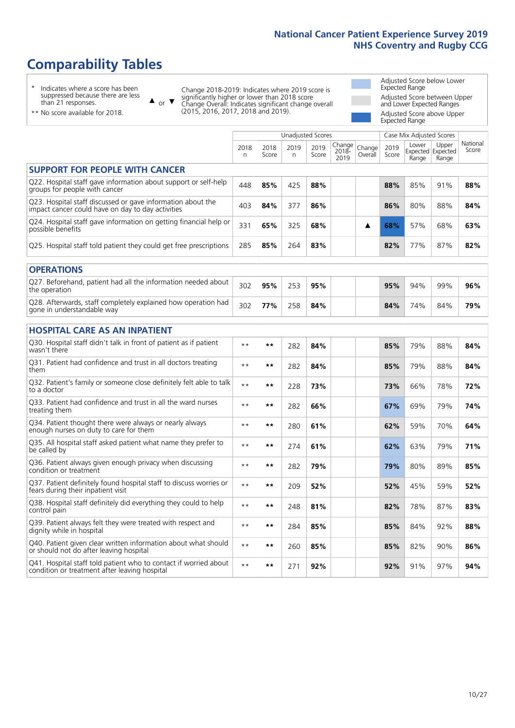# Comparability Tables

\* Indicates where a score has been suppressed because there are less than 21 responses.

\*\* No score available for 2018.

▲ or ▼ Change 2018-2019: Indicates where 2019 score is significantly higher or lower than 2018 score. Change Overall: Indicates significant change overall (2015, 2016, 2017, 2018 and 2019).

Adjusted Score below Lower Expected Range

Adjusted Score between Upper and Lower Expected Ranges

Adjusted Score above Upper Expected Range

| | Unadjusted Scores | | | | | | Case Mix Adjusted Scores | | | |
|---|---|---|---|---|---|---|---|---|---|---|
| | 2018 n | 2018 Score | 2019 n | 2019 Score | Change 2018-2019 | Change Overall | 2019 Score | Lower Expected Range | Upper Expected Range | National Score |
| **SUPPORT FOR PEOPLE WITH CANCER** | | | | | | | | | | |
| Q22. Hospital staff gave information about support or self-help groups for people with cancer | 448 | **85%** | 425 | **88%** | | | **88%** | 85% | 91% | **88%** |
| Q23. Hospital staff discussed or gave information about the impact cancer could have on day to day activities | 403 | **84%** | 377 | **86%** | | | **86%** | 80% | 88% | **84%** |
| Q24. Hospital staff gave information on getting financial help or possible benefits | 331 | **65%** | 325 | **68%** | | ▲ | **68%** | 57% | 68% | **63%** |
| Q25. Hospital staff told patient they could get free prescriptions | 285 | **85%** | 264 | **83%** | | | **82%** | 77% | 87% | **82%** |
| **OPERATIONS** | | | | | | | | | | |
| Q27. Beforehand, patient had all the information needed about the operation | 302 | **95%** | 253 | **95%** | | | **95%** | 94% | 99% | **96%** |
| Q28. Afterwards, staff completely explained how operation had gone in understandable way | 302 | **77%** | 258 | **84%** | | | **84%** | 74% | 84% | **79%** |
| **HOSPITAL CARE AS AN INPATIENT** | | | | | | | | | | |
| Q30. Hospital staff didn't talk in front of patient as if patient wasn't there | ** | ** | 282 | **84%** | | | **85%** | 79% | 88% | **84%** |
| Q31. Patient had confidence and trust in all doctors treating them | ** | ** | 282 | **84%** | | | **85%** | 79% | 88% | **84%** |
| Q32. Patient's family or someone close definitely felt able to talk to a doctor | ** | ** | 228 | **73%** | | | **73%** | 66% | 78% | **72%** |
| Q33. Patient had confidence and trust in all the ward nurses treating them | ** | ** | 282 | **66%** | | | **67%** | 69% | 79% | **74%** |
| Q34. Patient thought there were always or nearly always enough nurses on duty to care for them | ** | ** | 280 | **61%** | | | **62%** | 59% | 70% | **64%** |
| Q35. All hospital staff asked patient what name they prefer to be called by | ** | ** | 274 | **61%** | | | **62%** | 63% | 79% | **71%** |
| Q36. Patient always given enough privacy when discussing condition or treatment | ** | ** | 282 | **79%** | | | **79%** | 80% | 89% | **85%** |
| Q37. Patient definitely found hospital staff to discuss worries or fears during their inpatient visit | ** | ** | 209 | **52%** | | | **52%** | 45% | 59% | **52%** |
| Q38. Hospital staff definitely did everything they could to help control pain | ** | ** | 248 | **81%** | | | **82%** | 78% | 87% | **83%** |
| Q39. Patient always felt they were treated with respect and dignity while in hospital | ** | ** | 284 | **85%** | | | **85%** | 84% | 92% | **88%** |
| Q40. Patient given clear written information about what should or should not do after leaving hospital | ** | ** | 260 | **85%** | | | **85%** | 82% | 90% | **86%** |
| Q41. Hospital staff told patient who to contact if worried about condition or treatment after leaving hospital | ** | ** | 271 | **92%** | | | **92%** | 91% | 97% | **94%** |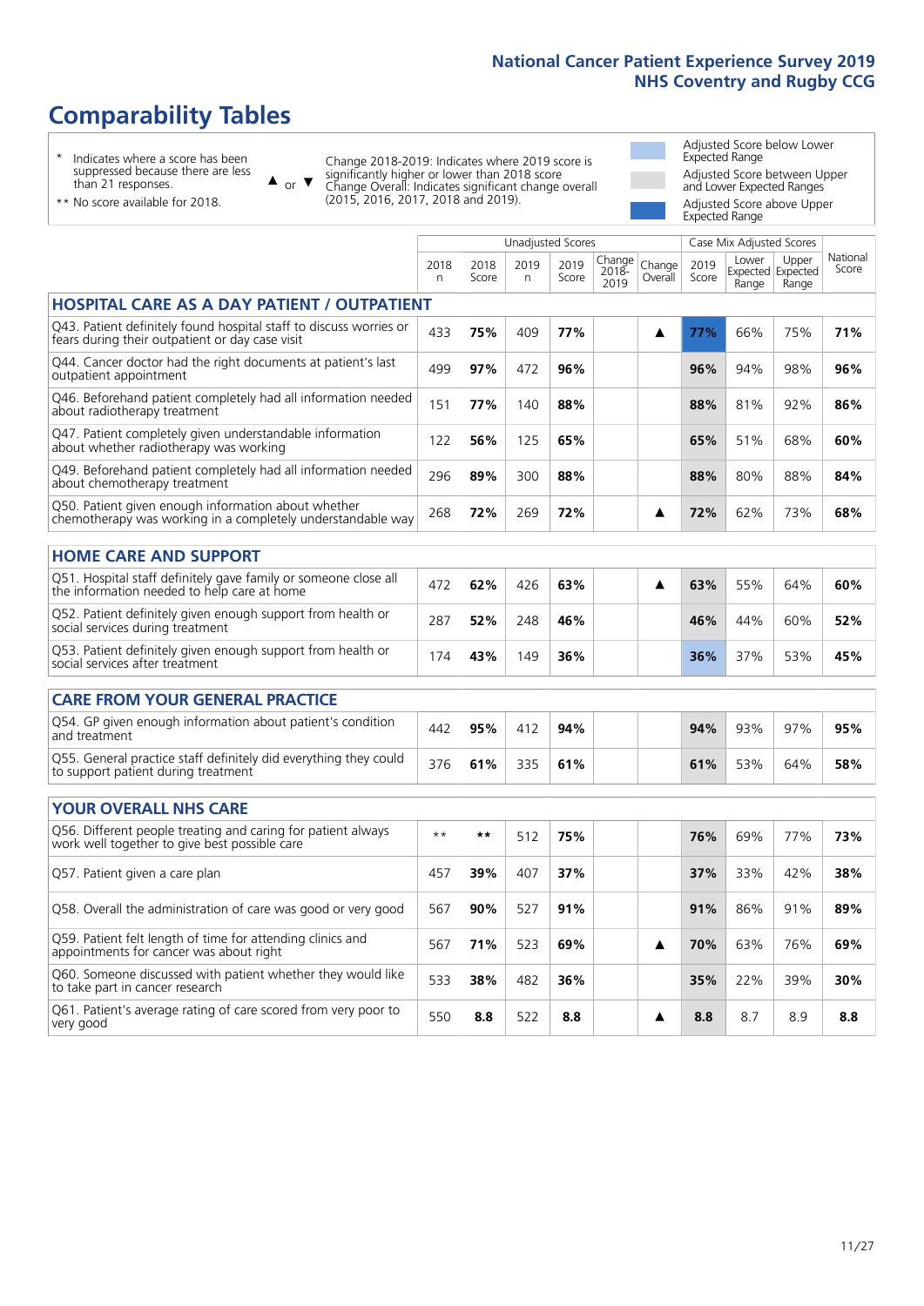# Comparability Tables

- \* Indicates where a score has been suppressed because there are less than 21 responses.
- \*\* No score available for 2018.

▲ or ▼ Change 2018-2019: Indicates where 2019 score is significantly higher or lower than 2018 score. Change Overall: Indicates significant change overall (2015, 2016, 2017, 2018 and 2019).

- Adjusted Score below Lower Expected Range
- Adjusted Score between Upper and Lower Expected Ranges
- Adjusted Score above Upper Expected Range

| | Unadjusted Scores | | | | | | Case Mix Adjusted Scores | | | |
|---|---|---|---|---|---|---|---|---|---|---|
| | 2018 n | 2018 Score | 2019 n | 2019 Score | Change 2018-2019 | Change Overall | 2019 Score | Lower Expected Range | Upper Expected Range | National Score |
| **HOSPITAL CARE AS A DAY PATIENT / OUTPATIENT** | | | | | | | | | | |
| Q43. Patient definitely found hospital staff to discuss worries or fears during their outpatient or day case visit | 433 | 75% | 409 | 77% | | ▲ | 77% | 66% | 75% | 71% |
| Q44. Cancer doctor had the right documents at patient's last outpatient appointment | 499 | 97% | 472 | 96% | | | 96% | 94% | 98% | 96% |
| Q46. Beforehand patient completely had all information needed about radiotherapy treatment | 151 | 77% | 140 | 88% | | | 88% | 81% | 92% | 86% |
| Q47. Patient completely given understandable information about whether radiotherapy was working | 122 | 56% | 125 | 65% | | | 65% | 51% | 68% | 60% |
| Q49. Beforehand patient completely had all information needed about chemotherapy treatment | 296 | 89% | 300 | 88% | | | 88% | 80% | 88% | 84% |
| Q50. Patient given enough information about whether chemotherapy was working in a completely understandable way | 268 | 72% | 269 | 72% | | ▲ | 72% | 62% | 73% | 68% |
| **HOME CARE AND SUPPORT** | | | | | | | | | | |
| Q51. Hospital staff definitely gave family or someone close all the information needed to help care at home | 472 | 62% | 426 | 63% | | ▲ | 63% | 55% | 64% | 60% |
| Q52. Patient definitely given enough support from health or social services during treatment | 287 | 52% | 248 | 46% | | | 46% | 44% | 60% | 52% |
| Q53. Patient definitely given enough support from health or social services after treatment | 174 | 43% | 149 | 36% | | | 36% | 37% | 53% | 45% |
| **CARE FROM YOUR GENERAL PRACTICE** | | | | | | | | | | |
| Q54. GP given enough information about patient's condition and treatment | 442 | 95% | 412 | 94% | | | 94% | 93% | 97% | 95% |
| Q55. General practice staff definitely did everything they could to support patient during treatment | 376 | 61% | 335 | 61% | | | 61% | 53% | 64% | 58% |
| **YOUR OVERALL NHS CARE** | | | | | | | | | | |
| Q56. Different people treating and caring for patient always work well together to give best possible care | ** | ** | 512 | 75% | | | 76% | 69% | 77% | 73% |
| Q57. Patient given a care plan | 457 | 39% | 407 | 37% | | | 37% | 33% | 42% | 38% |
| Q58. Overall the administration of care was good or very good | 567 | 90% | 527 | 91% | | | 91% | 86% | 91% | 89% |
| Q59. Patient felt length of time for attending clinics and appointments for cancer was about right | 567 | 71% | 523 | 69% | | ▲ | 70% | 63% | 76% | 69% |
| Q60. Someone discussed with patient whether they would like to take part in cancer research | 533 | 38% | 482 | 36% | | | 35% | 22% | 39% | 30% |
| Q61. Patient's average rating of care scored from very poor to very good | 550 | 8.8 | 522 | 8.8 | | ▲ | 8.8 | 8.7 | 8.9 | 8.8 |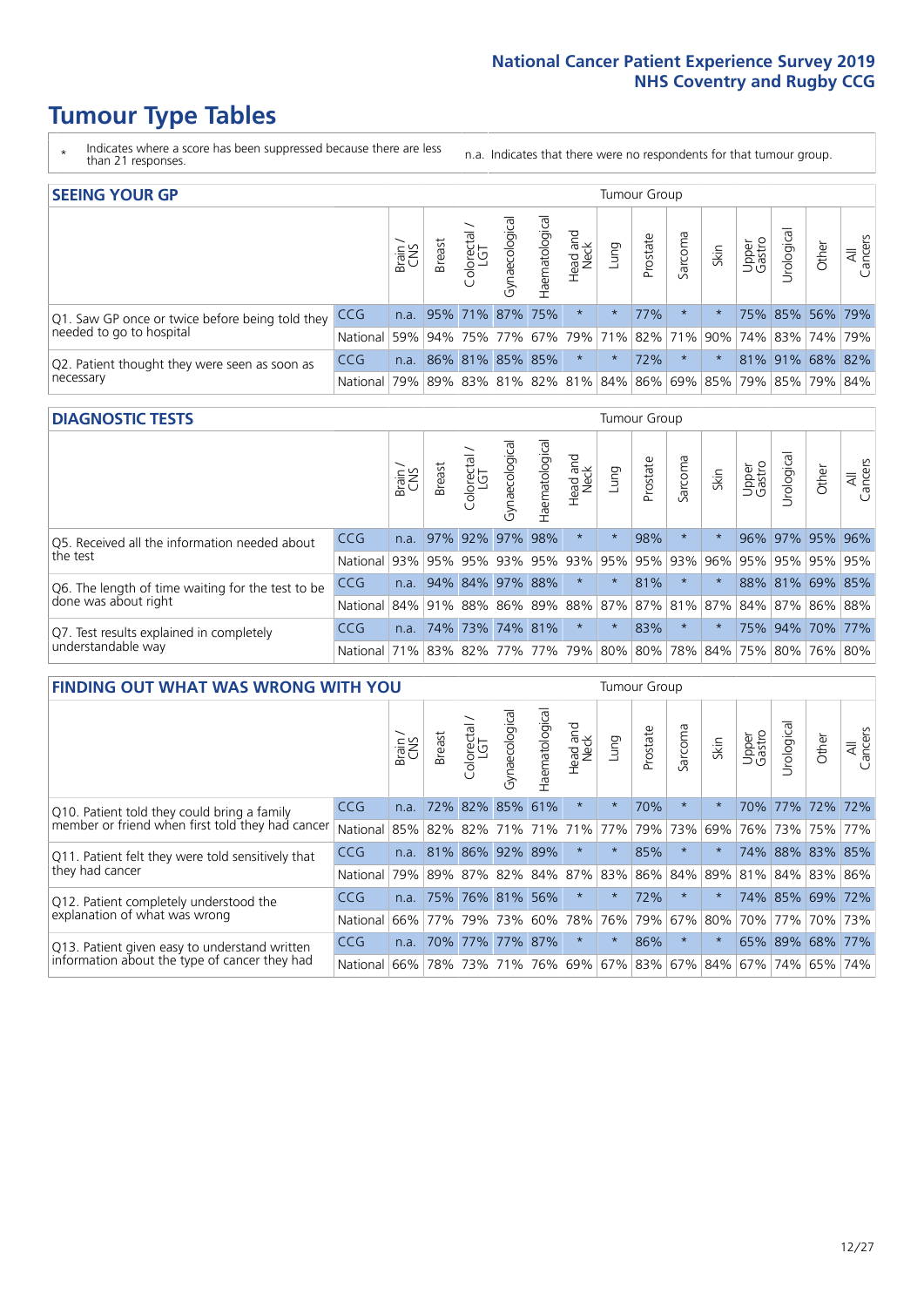# Tumour Type Tables

- \* Indicates where a score has been suppressed because there are less than 21 responses.
- n.a. Indicates that there were no respondents for that tumour group.

## SEEING YOUR GP

| | | Brain / CNS | Breast | Colorectal / LGT | Gynaecological | Haematological | Head and Neck | Lung | Prostate | Sarcoma | Skin | Upper Gastro | Urological | Other | All Cancers |
|---|---|---|---|---|---|---|---|---|---|---|---|---|---|---|---|
| Q1. Saw GP once or twice before being told they needed to go to hospital | CCG | n.a. | 95% | 71% | 87% | 75% | * | * | 77% | * | * | 75% | 85% | 56% | 79% |
| | National | 59% | 94% | 75% | 77% | 67% | 79% | 71% | 82% | 71% | 90% | 74% | 83% | 74% | 79% |
| Q2. Patient thought they were seen as soon as necessary | CCG | n.a. | 86% | 81% | 85% | 85% | * | * | 72% | * | * | 81% | 91% | 68% | 82% |
| | National | 79% | 89% | 83% | 81% | 82% | 81% | 84% | 86% | 69% | 85% | 79% | 85% | 79% | 84% |

## DIAGNOSTIC TESTS

| | | Brain / CNS | Breast | Colorectal / LGT | Gynaecological | Haematological | Head and Neck | Lung | Prostate | Sarcoma | Skin | Upper Gastro | Urological | Other | All Cancers |
|---|---|---|---|---|---|---|---|---|---|---|---|---|---|---|---|
| Q5. Received all the information needed about the test | CCG | n.a. | 97% | 92% | 97% | 98% | * | * | 98% | * | * | 96% | 97% | 95% | 96% |
| | National | 93% | 95% | 95% | 93% | 95% | 93% | 95% | 95% | 93% | 96% | 95% | 95% | 95% | 95% |
| Q6. The length of time waiting for the test to be done was about right | CCG | n.a. | 94% | 84% | 97% | 88% | * | * | 81% | * | * | 88% | 81% | 69% | 85% |
| | National | 84% | 91% | 88% | 86% | 89% | 88% | 87% | 87% | 81% | 87% | 84% | 87% | 86% | 88% |
| Q7. Test results explained in completely understandable way | CCG | n.a. | 74% | 73% | 74% | 81% | * | * | 83% | * | * | 75% | 94% | 70% | 77% |
| | National | 71% | 83% | 82% | 77% | 77% | 79% | 80% | 80% | 78% | 84% | 75% | 80% | 76% | 80% |

## FINDING OUT WHAT WAS WRONG WITH YOU

| | | Brain / CNS | Breast | Colorectal / LGT | Gynaecological | Haematological | Head and Neck | Lung | Prostate | Sarcoma | Skin | Upper Gastro | Urological | Other | All Cancers |
|---|---|---|---|---|---|---|---|---|---|---|---|---|---|---|---|
| Q10. Patient told they could bring a family member or friend when first told they had cancer | CCG | n.a. | 72% | 82% | 85% | 61% | * | * | 70% | * | * | 70% | 77% | 72% | 72% |
| | National | 85% | 82% | 82% | 71% | 71% | 71% | 77% | 79% | 73% | 69% | 76% | 73% | 75% | 77% |
| Q11. Patient felt they were told sensitively that they had cancer | CCG | n.a. | 81% | 86% | 92% | 89% | * | * | 85% | * | * | 74% | 88% | 83% | 85% |
| | National | 79% | 89% | 87% | 82% | 84% | 87% | 83% | 86% | 84% | 89% | 81% | 84% | 83% | 86% |
| Q12. Patient completely understood the explanation of what was wrong | CCG | n.a. | 75% | 76% | 81% | 56% | * | * | 72% | * | * | 74% | 85% | 69% | 72% |
| | National | 66% | 77% | 79% | 73% | 60% | 78% | 76% | 79% | 67% | 80% | 70% | 77% | 70% | 73% |
| Q13. Patient given easy to understand written information about the type of cancer they had | CCG | n.a. | 70% | 77% | 77% | 87% | * | * | 86% | * | * | 65% | 89% | 68% | 77% |
| | National | 66% | 78% | 73% | 71% | 76% | 69% | 67% | 83% | 67% | 84% | 67% | 74% | 65% | 74% |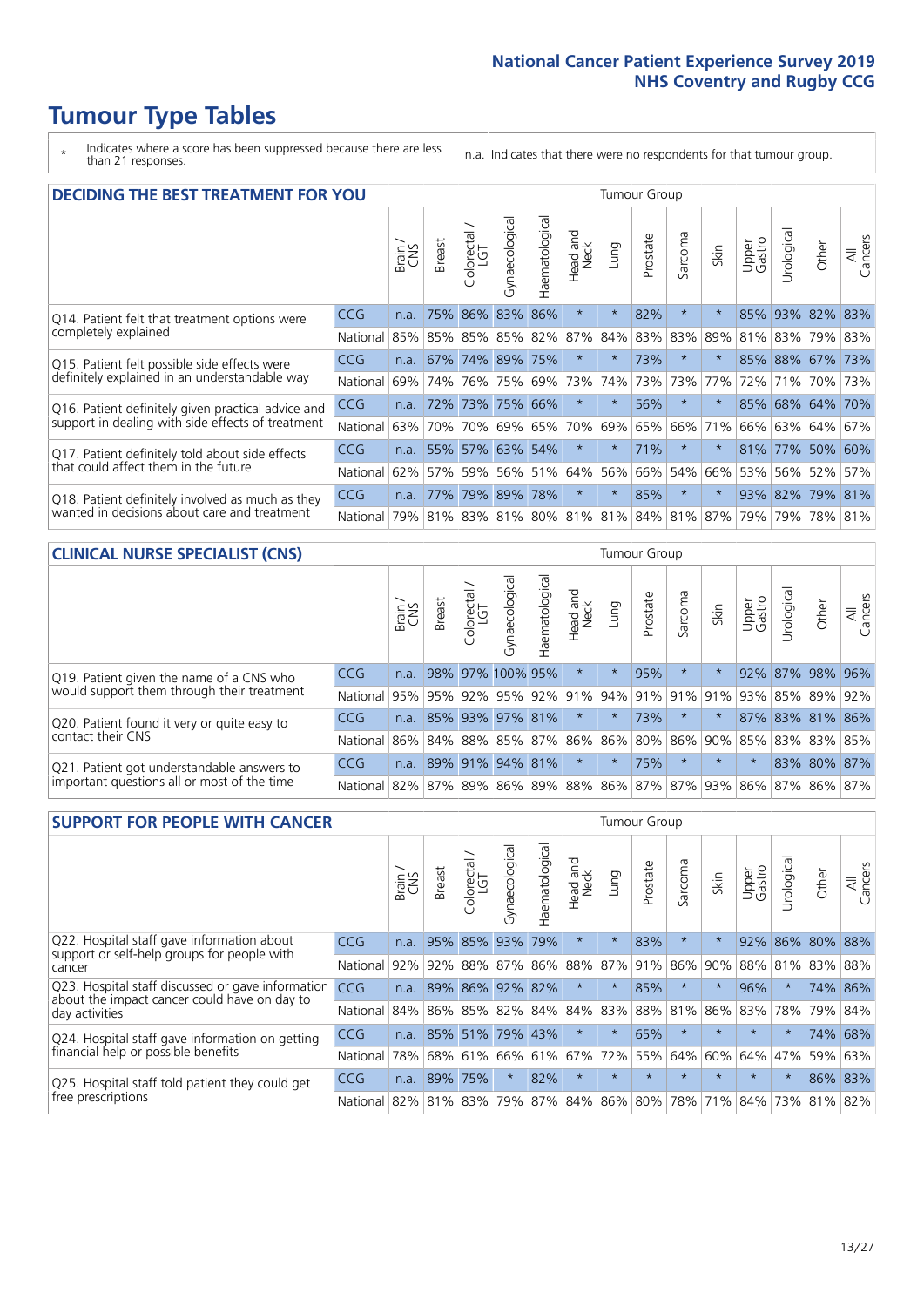# Tumour Type Tables

\* Indicates where a score has been suppressed because there are less than 21 responses.

n.a. Indicates that there were no respondents for that tumour group.

## DECIDING THE BEST TREATMENT FOR YOU

| | | Brain / CNS | Breast | Colorectal / LGT | Gynaecological | Haematological | Head and Neck | Lung | Prostate | Sarcoma | Skin | Upper Gastro | Urological | Other | All Cancers |
|---|---|---|---|---|---|---|---|---|---|---|---|---|---|---|---|
| Q14. Patient felt that treatment options were completely explained | CCG | n.a. | 75% | 86% | 83% | 86% | * | * | 82% | * | * | 85% | 93% | 82% | 83% |
| | National | 85% | 85% | 85% | 85% | 82% | 87% | 84% | 83% | 83% | 89% | 81% | 83% | 79% | 83% |
| Q15. Patient felt possible side effects were definitely explained in an understandable way | CCG | n.a. | 67% | 74% | 89% | 75% | * | * | 73% | * | * | 85% | 88% | 67% | 73% |
| | National | 69% | 74% | 76% | 75% | 69% | 73% | 74% | 73% | 73% | 77% | 72% | 71% | 70% | 73% |
| Q16. Patient definitely given practical advice and support in dealing with side effects of treatment | CCG | n.a. | 72% | 73% | 75% | 66% | * | * | 56% | * | * | 85% | 68% | 64% | 70% |
| | National | 63% | 70% | 70% | 69% | 65% | 70% | 69% | 65% | 66% | 71% | 66% | 63% | 64% | 67% |
| Q17. Patient definitely told about side effects that could affect them in the future | CCG | n.a. | 55% | 57% | 63% | 54% | * | * | 71% | * | * | 81% | 77% | 50% | 60% |
| | National | 62% | 57% | 59% | 56% | 51% | 64% | 56% | 66% | 54% | 66% | 53% | 56% | 52% | 57% |
| Q18. Patient definitely involved as much as they wanted in decisions about care and treatment | CCG | n.a. | 77% | 79% | 89% | 78% | * | * | 85% | * | * | 93% | 82% | 79% | 81% |
| | National | 79% | 81% | 83% | 81% | 80% | 81% | 81% | 84% | 81% | 87% | 79% | 79% | 78% | 81% |

## CLINICAL NURSE SPECIALIST (CNS)

| | | Brain / CNS | Breast | Colorectal / LGT | Gynaecological | Haematological | Head and Neck | Lung | Prostate | Sarcoma | Skin | Upper Gastro | Urological | Other | All Cancers |
|---|---|---|---|---|---|---|---|---|---|---|---|---|---|---|---|
| Q19. Patient given the name of a CNS who would support them through their treatment | CCG | n.a. | 98% | 97% | 100% | 95% | * | * | 95% | * | * | 92% | 87% | 98% | 96% |
| | National | 95% | 95% | 92% | 95% | 92% | 91% | 94% | 91% | 91% | 91% | 93% | 85% | 89% | 92% |
| Q20. Patient found it very or quite easy to contact their CNS | CCG | n.a. | 85% | 93% | 97% | 81% | * | * | 73% | * | * | 87% | 83% | 81% | 86% |
| | National | 86% | 84% | 88% | 85% | 87% | 86% | 86% | 80% | 86% | 90% | 85% | 83% | 83% | 85% |
| Q21. Patient got understandable answers to important questions all or most of the time | CCG | n.a. | 89% | 91% | 94% | 81% | * | * | 75% | * | * | * | 83% | 80% | 87% |
| | National | 82% | 87% | 89% | 86% | 89% | 88% | 86% | 87% | 87% | 93% | 86% | 87% | 86% | 87% |

## SUPPORT FOR PEOPLE WITH CANCER

| | | Brain / CNS | Breast | Colorectal / LGT | Gynaecological | Haematological | Head and Neck | Lung | Prostate | Sarcoma | Skin | Upper Gastro | Urological | Other | All Cancers |
|---|---|---|---|---|---|---|---|---|---|---|---|---|---|---|---|
| Q22. Hospital staff gave information about support or self-help groups for people with cancer | CCG | n.a. | 95% | 85% | 93% | 79% | * | * | 83% | * | * | 92% | 86% | 80% | 88% |
| | National | 92% | 92% | 88% | 87% | 86% | 88% | 87% | 91% | 86% | 90% | 88% | 81% | 83% | 88% |
| Q23. Hospital staff discussed or gave information about the impact cancer could have on day to day activities | CCG | n.a. | 89% | 86% | 92% | 82% | * | * | 85% | * | * | 96% | * | 74% | 86% |
| | National | 84% | 86% | 85% | 82% | 84% | 84% | 83% | 88% | 81% | 86% | 83% | 78% | 79% | 84% |
| Q24. Hospital staff gave information on getting financial help or possible benefits | CCG | n.a. | 85% | 51% | 79% | 43% | * | * | 65% | * | * | * | * | 74% | 68% |
| | National | 78% | 68% | 61% | 66% | 61% | 67% | 72% | 55% | 64% | 60% | 64% | 47% | 59% | 63% |
| Q25. Hospital staff told patient they could get free prescriptions | CCG | n.a. | 89% | 75% | * | 82% | * | * | * | * | * | * | * | 86% | 83% |
| | National | 82% | 81% | 83% | 79% | 87% | 84% | 86% | 80% | 78% | 71% | 84% | 73% | 81% | 82% |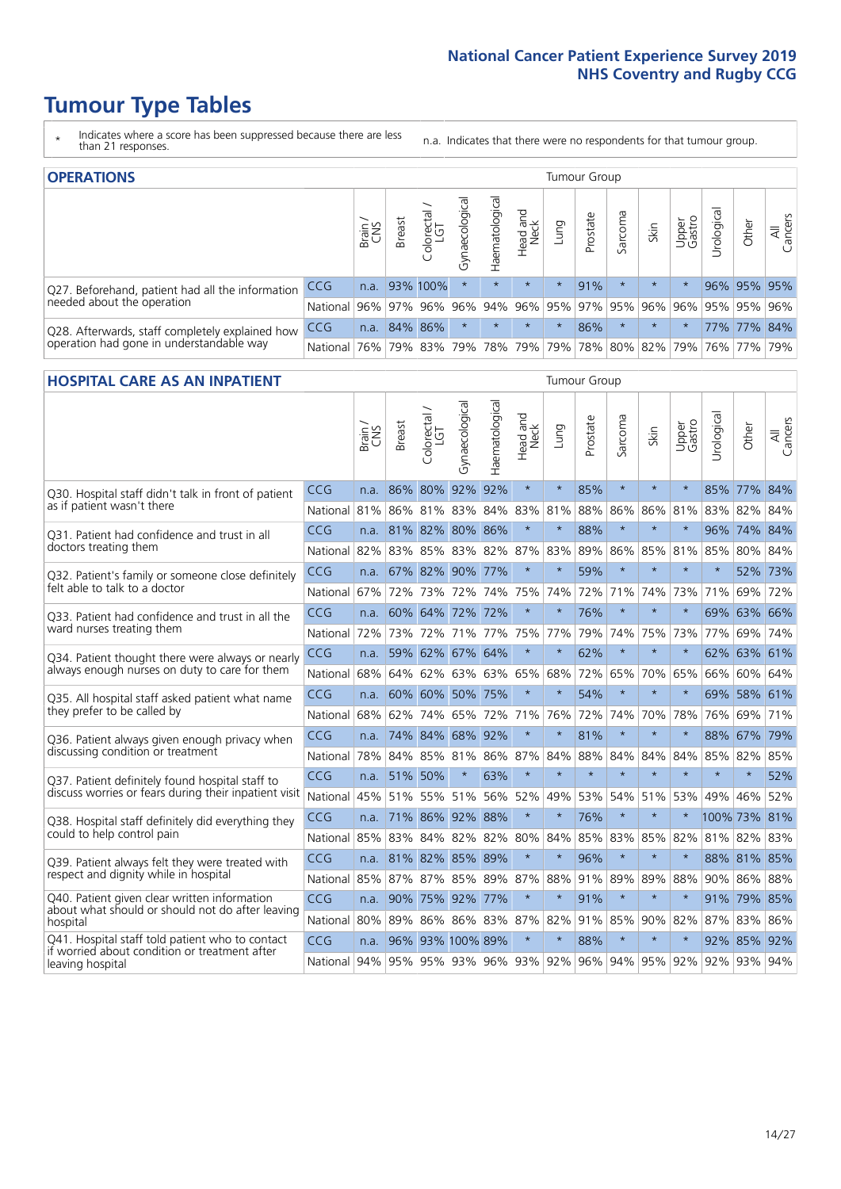# Tumour Type Tables

\* Indicates where a score has been suppressed because there are less than 21 responses.

n.a. Indicates that there were no respondents for that tumour group.

## OPERATIONS

| | | Brain / CNS | Breast | Colorectal / LGT | Gynaecological | Haematological | Head and Neck | Lung | Prostate | Sarcoma | Skin | Upper Gastro | Urological | Other | All Cancers |
|---|---|---|---|---|---|---|---|---|---|---|---|---|---|---|---|
| Q27. Beforehand, patient had all the information needed about the operation | CCG | n.a. | 93% | 100% | * | * | * | * | 91% | * | * | * | 96% | 95% | 95% |
| | National | 96% | 97% | 96% | 96% | 94% | 96% | 95% | 97% | 95% | 96% | 96% | 95% | 95% | 96% |
| Q28. Afterwards, staff completely explained how operation had gone in understandable way | CCG | n.a. | 84% | 86% | * | * | * | * | 86% | * | * | * | 77% | 77% | 84% |
| | National | 76% | 79% | 83% | 79% | 78% | 79% | 79% | 78% | 80% | 82% | 79% | 76% | 77% | 79% |

## HOSPITAL CARE AS AN INPATIENT

| | | Brain / CNS | Breast | Colorectal / LGT | Gynaecological | Haematological | Head and Neck | Lung | Prostate | Sarcoma | Skin | Upper Gastro | Urological | Other | All Cancers |
|---|---|---|---|---|---|---|---|---|---|---|---|---|---|---|---|
| Q30. Hospital staff didn't talk in front of patient as if patient wasn't there | CCG | n.a. | 86% | 80% | 92% | 92% | * | * | 85% | * | * | * | 85% | 77% | 84% |
| | National | 81% | 86% | 81% | 83% | 84% | 83% | 81% | 88% | 86% | 86% | 81% | 83% | 82% | 84% |
| Q31. Patient had confidence and trust in all doctors treating them | CCG | n.a. | 81% | 82% | 80% | 86% | * | * | 88% | * | * | * | 96% | 74% | 84% |
| | National | 82% | 83% | 85% | 83% | 82% | 87% | 83% | 89% | 86% | 85% | 81% | 85% | 80% | 84% |
| Q32. Patient's family or someone close definitely felt able to talk to a doctor | CCG | n.a. | 67% | 82% | 90% | 77% | * | * | 59% | * | * | * | * | 52% | 73% |
| | National | 67% | 72% | 73% | 72% | 74% | 75% | 74% | 72% | 71% | 74% | 73% | 71% | 69% | 72% |
| Q33. Patient had confidence and trust in all the ward nurses treating them | CCG | n.a. | 60% | 64% | 72% | 72% | * | * | 76% | * | * | * | 69% | 63% | 66% |
| | National | 72% | 73% | 72% | 71% | 77% | 75% | 77% | 79% | 74% | 75% | 73% | 77% | 69% | 74% |
| Q34. Patient thought there were always or nearly always enough nurses on duty to care for them | CCG | n.a. | 59% | 62% | 67% | 64% | * | * | 62% | * | * | * | 62% | 63% | 61% |
| | National | 68% | 64% | 62% | 63% | 63% | 65% | 68% | 72% | 65% | 70% | 65% | 66% | 60% | 64% |
| Q35. All hospital staff asked patient what name they prefer to be called by | CCG | n.a. | 60% | 60% | 50% | 75% | * | * | 54% | * | * | * | 69% | 58% | 61% |
| | National | 68% | 62% | 74% | 65% | 72% | 71% | 76% | 72% | 74% | 70% | 78% | 76% | 69% | 71% |
| Q36. Patient always given enough privacy when discussing condition or treatment | CCG | n.a. | 74% | 84% | 68% | 92% | * | * | 81% | * | * | * | 88% | 67% | 79% |
| | National | 78% | 84% | 85% | 81% | 86% | 87% | 84% | 88% | 84% | 84% | 84% | 85% | 82% | 85% |
| Q37. Patient definitely found hospital staff to discuss worries or fears during their inpatient visit | CCG | n.a. | 51% | 50% | * | 63% | * | * | * | * | * | * | * | * | 52% |
| | National | 45% | 51% | 55% | 51% | 56% | 52% | 49% | 53% | 54% | 51% | 53% | 49% | 46% | 52% |
| Q38. Hospital staff definitely did everything they could to help control pain | CCG | n.a. | 71% | 86% | 92% | 88% | * | * | 76% | * | * | * | 100% | 73% | 81% |
| | National | 85% | 83% | 84% | 82% | 82% | 80% | 84% | 85% | 83% | 85% | 82% | 81% | 82% | 83% |
| Q39. Patient always felt they were treated with respect and dignity while in hospital | CCG | n.a. | 81% | 82% | 85% | 89% | * | * | 96% | * | * | * | 88% | 81% | 85% |
| | National | 85% | 87% | 87% | 85% | 89% | 87% | 88% | 91% | 89% | 89% | 88% | 90% | 86% | 88% |
| Q40. Patient given clear written information about what should or should not do after leaving hospital | CCG | n.a. | 90% | 75% | 92% | 77% | * | * | 91% | * | * | * | 91% | 79% | 85% |
| | National | 80% | 89% | 86% | 86% | 83% | 87% | 82% | 91% | 85% | 90% | 82% | 87% | 83% | 86% |
| Q41. Hospital staff told patient who to contact if worried about condition or treatment after leaving hospital | CCG | n.a. | 96% | 93% | 100% | 89% | * | * | 88% | * | * | * | 92% | 85% | 92% |
| | National | 94% | 95% | 95% | 93% | 96% | 93% | 92% | 96% | 94% | 95% | 92% | 92% | 93% | 94% |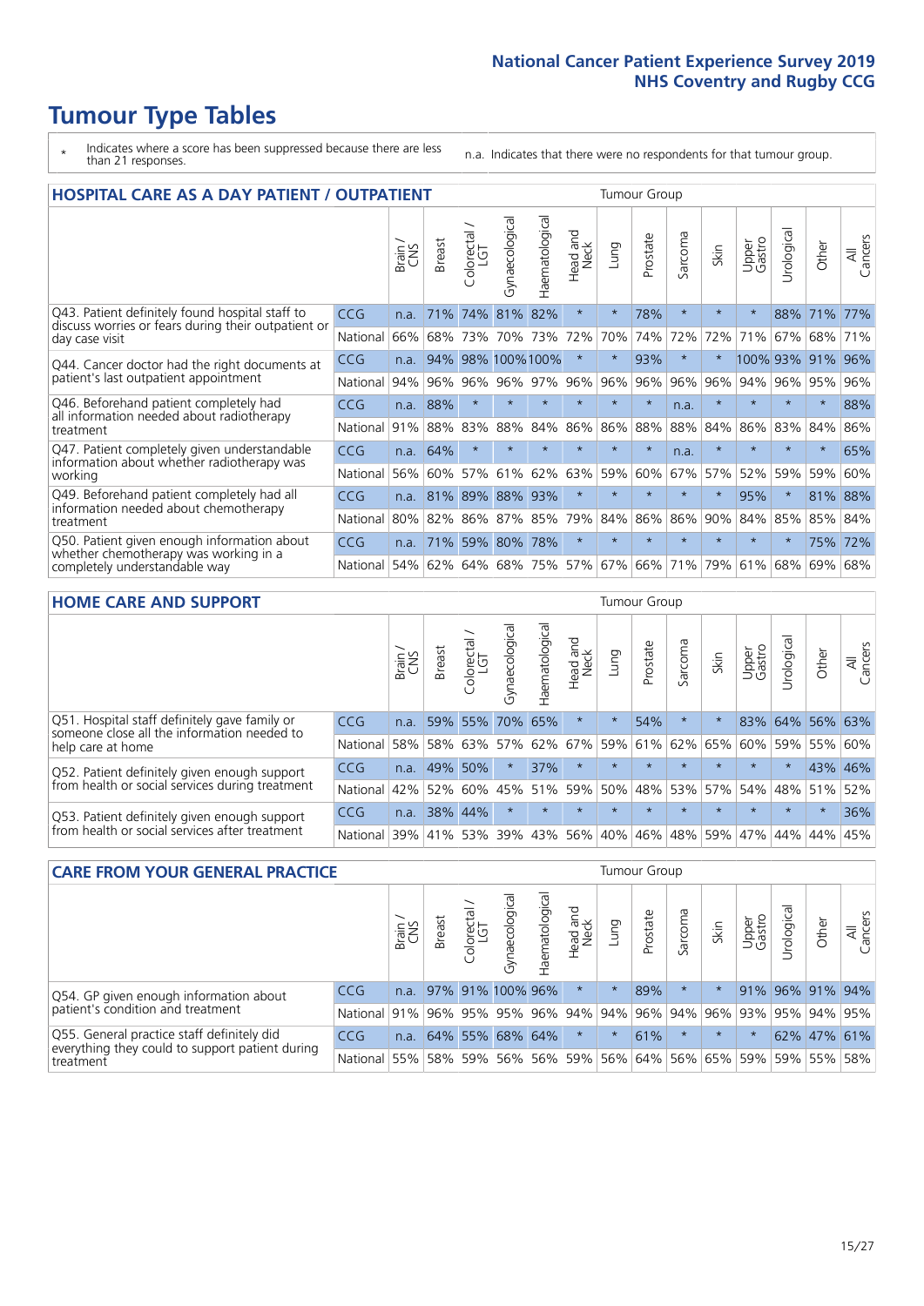# Tumour Type Tables

\* Indicates where a score has been suppressed because there are less than 21 responses.

n.a. Indicates that there were no respondents for that tumour group.

## HOSPITAL CARE AS A DAY PATIENT / OUTPATIENT

| | | Brain / CNS | Breast | Colorectal / LGT | Gynaecological | Haematological | Head and Neck | Lung | Prostate | Sarcoma | Skin | Upper Gastro | Urological | Other | All Cancers |
|---|---|---|---|---|---|---|---|---|---|---|---|---|---|---|---|
| Q43. Patient definitely found hospital staff to discuss worries or fears during their outpatient or day case visit | CCG | n.a. | 71% | 74% | 81% | 82% | * | * | 78% | * | * | * | 88% | 71% | 77% |
| | National | 66% | 68% | 73% | 70% | 73% | 72% | 70% | 74% | 72% | 72% | 71% | 67% | 68% | 71% |
| Q44. Cancer doctor had the right documents at patient's last outpatient appointment | CCG | n.a. | 94% | 98% | 100% | 100% | * | * | 93% | * | * | 100% | 93% | 91% | 96% |
| | National | 94% | 96% | 96% | 96% | 97% | 96% | 96% | 96% | 96% | 96% | 94% | 96% | 95% | 96% |
| Q46. Beforehand patient completely had all information needed about radiotherapy treatment | CCG | n.a. | 88% | * | * | * | * | * | * | n.a. | * | * | * | * | 88% |
| | National | 91% | 88% | 83% | 88% | 84% | 86% | 86% | 88% | 88% | 84% | 86% | 83% | 84% | 86% |
| Q47. Patient completely given understandable information about whether radiotherapy was working | CCG | n.a. | 64% | * | * | * | * | * | * | n.a. | * | * | * | * | 65% |
| | National | 56% | 60% | 57% | 61% | 62% | 63% | 59% | 60% | 67% | 57% | 52% | 59% | 59% | 60% |
| Q49. Beforehand patient completely had all information needed about chemotherapy treatment | CCG | n.a. | 81% | 89% | 88% | 93% | * | * | * | * | * | 95% | * | 81% | 88% |
| | National | 80% | 82% | 86% | 87% | 85% | 79% | 84% | 86% | 86% | 90% | 84% | 85% | 85% | 84% |
| Q50. Patient given enough information about whether chemotherapy was working in a completely understandable way | CCG | n.a. | 71% | 59% | 80% | 78% | * | * | * | * | * | * | * | 75% | 72% |
| | National | 54% | 62% | 64% | 68% | 75% | 57% | 67% | 66% | 71% | 79% | 61% | 68% | 69% | 68% |

## HOME CARE AND SUPPORT

| | | Brain / CNS | Breast | Colorectal / LGT | Gynaecological | Haematological | Head and Neck | Lung | Prostate | Sarcoma | Skin | Upper Gastro | Urological | Other | All Cancers |
|---|---|---|---|---|---|---|---|---|---|---|---|---|---|---|---|
| Q51. Hospital staff definitely gave family or someone close all the information needed to help care at home | CCG | n.a. | 59% | 55% | 70% | 65% | * | * | 54% | * | * | 83% | 64% | 56% | 63% |
| | National | 58% | 58% | 63% | 57% | 62% | 67% | 59% | 61% | 62% | 65% | 60% | 59% | 55% | 60% |
| Q52. Patient definitely given enough support from health or social services during treatment | CCG | n.a. | 49% | 50% | * | 37% | * | * | * | * | * | * | * | 43% | 46% |
| | National | 42% | 52% | 60% | 45% | 51% | 59% | 50% | 48% | 53% | 57% | 54% | 48% | 51% | 52% |
| Q53. Patient definitely given enough support from health or social services after treatment | CCG | n.a. | 38% | 44% | * | * | * | * | * | * | * | * | * | * | 36% |
| | National | 39% | 41% | 53% | 39% | 43% | 56% | 40% | 46% | 48% | 59% | 47% | 44% | 44% | 45% |

## CARE FROM YOUR GENERAL PRACTICE

| | | Brain / CNS | Breast | Colorectal / LGT | Gynaecological | Haematological | Head and Neck | Lung | Prostate | Sarcoma | Skin | Upper Gastro | Urological | Other | All Cancers |
|---|---|---|---|---|---|---|---|---|---|---|---|---|---|---|---|
| Q54. GP given enough information about patient's condition and treatment | CCG | n.a. | 97% | 91% | 100% | 96% | * | * | 89% | * | * | 91% | 96% | 91% | 94% |
| | National | 91% | 96% | 95% | 95% | 96% | 94% | 94% | 96% | 94% | 96% | 93% | 95% | 94% | 95% |
| Q55. General practice staff definitely did everything they could to support patient during treatment | CCG | n.a. | 64% | 55% | 68% | 64% | * | * | 61% | * | * | * | 62% | 47% | 61% |
| | National | 55% | 58% | 59% | 56% | 56% | 59% | 56% | 64% | 56% | 65% | 59% | 59% | 55% | 58% |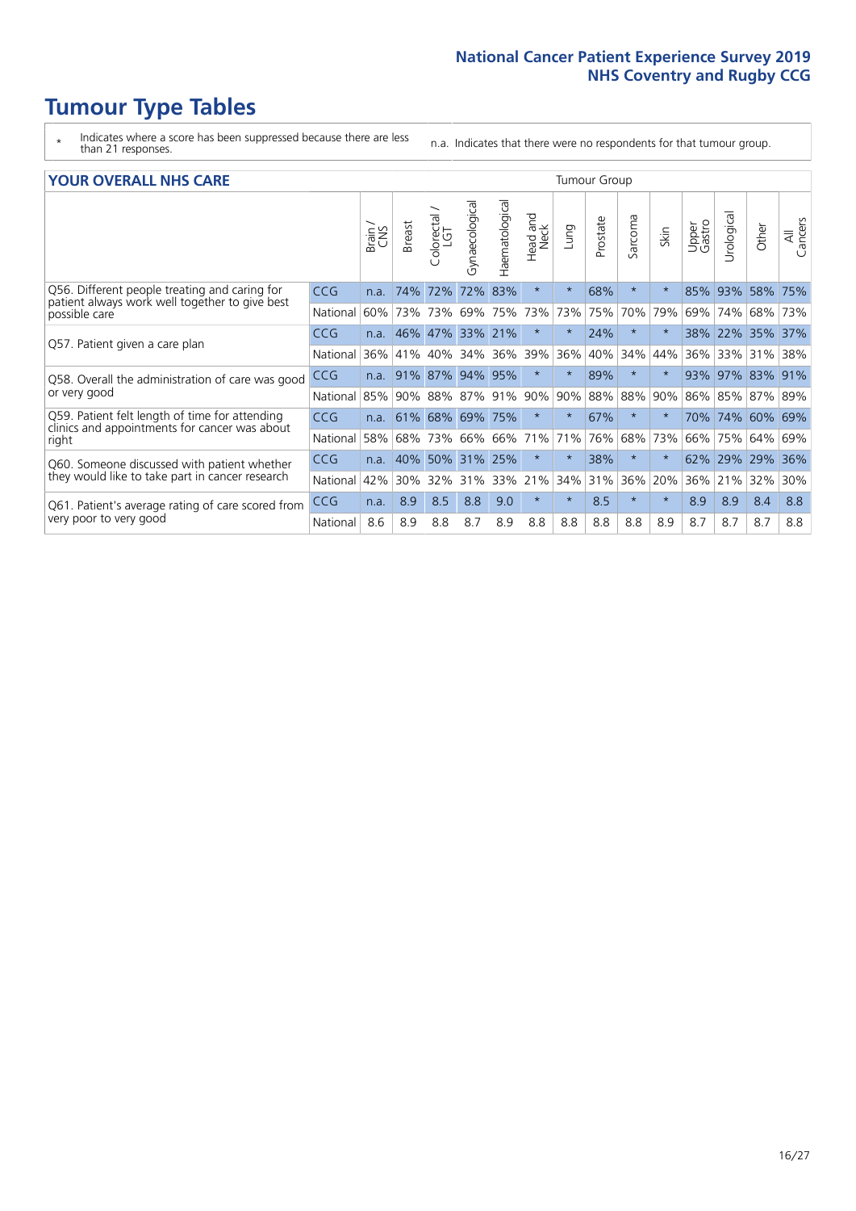# Tumour Type Tables

\* Indicates where a score has been suppressed because there are less than 21 responses.

n.a. Indicates that there were no respondents for that tumour group.

| YOUR OVERALL NHS CARE | | Tumour Group | | | | | | | | | | | | | |
|---|---|---|---|---|---|---|---|---|---|---|---|---|---|---|---|
| | | Brain / CNS | Breast | Colorectal / LGT | Gynaecological | Haematological | Head and Neck | Lung | Prostate | Sarcoma | Skin | Upper Gastro | Urological | Other | All Cancers |
| Q56. Different people treating and caring for patient always work well together to give best possible care | CCG | n.a. | 74% | 72% | 72% | 83% | * | * | 68% | * | * | 85% | 93% | 58% | 75% |
| | National | 60% | 73% | 73% | 69% | 75% | 73% | 73% | 75% | 70% | 79% | 69% | 74% | 68% | 73% |
| Q57. Patient given a care plan | CCG | n.a. | 46% | 47% | 33% | 21% | * | * | 24% | * | * | 38% | 22% | 35% | 37% |
| | National | 36% | 41% | 40% | 34% | 36% | 39% | 36% | 40% | 34% | 44% | 36% | 33% | 31% | 38% |
| Q58. Overall the administration of care was good or very good | CCG | n.a. | 91% | 87% | 94% | 95% | * | * | 89% | * | * | 93% | 97% | 83% | 91% |
| | National | 85% | 90% | 88% | 87% | 91% | 90% | 90% | 88% | 88% | 90% | 86% | 85% | 87% | 89% |
| Q59. Patient felt length of time for attending clinics and appointments for cancer was about right | CCG | n.a. | 61% | 68% | 69% | 75% | * | * | 67% | * | * | 70% | 74% | 60% | 69% |
| | National | 58% | 68% | 73% | 66% | 66% | 71% | 71% | 76% | 68% | 73% | 66% | 75% | 64% | 69% |
| Q60. Someone discussed with patient whether they would like to take part in cancer research | CCG | n.a. | 40% | 50% | 31% | 25% | * | * | 38% | * | * | 62% | 29% | 29% | 36% |
| | National | 42% | 30% | 32% | 31% | 33% | 21% | 34% | 31% | 36% | 20% | 36% | 21% | 32% | 30% |
| Q61. Patient's average rating of care scored from very poor to very good | CCG | n.a. | 8.9 | 8.5 | 8.8 | 9.0 | * | * | 8.5 | * | * | 8.9 | 8.9 | 8.4 | 8.8 |
| | National | 8.6 | 8.9 | 8.8 | 8.7 | 8.9 | 8.8 | 8.8 | 8.8 | 8.8 | 8.9 | 8.7 | 8.7 | 8.7 | 8.8 |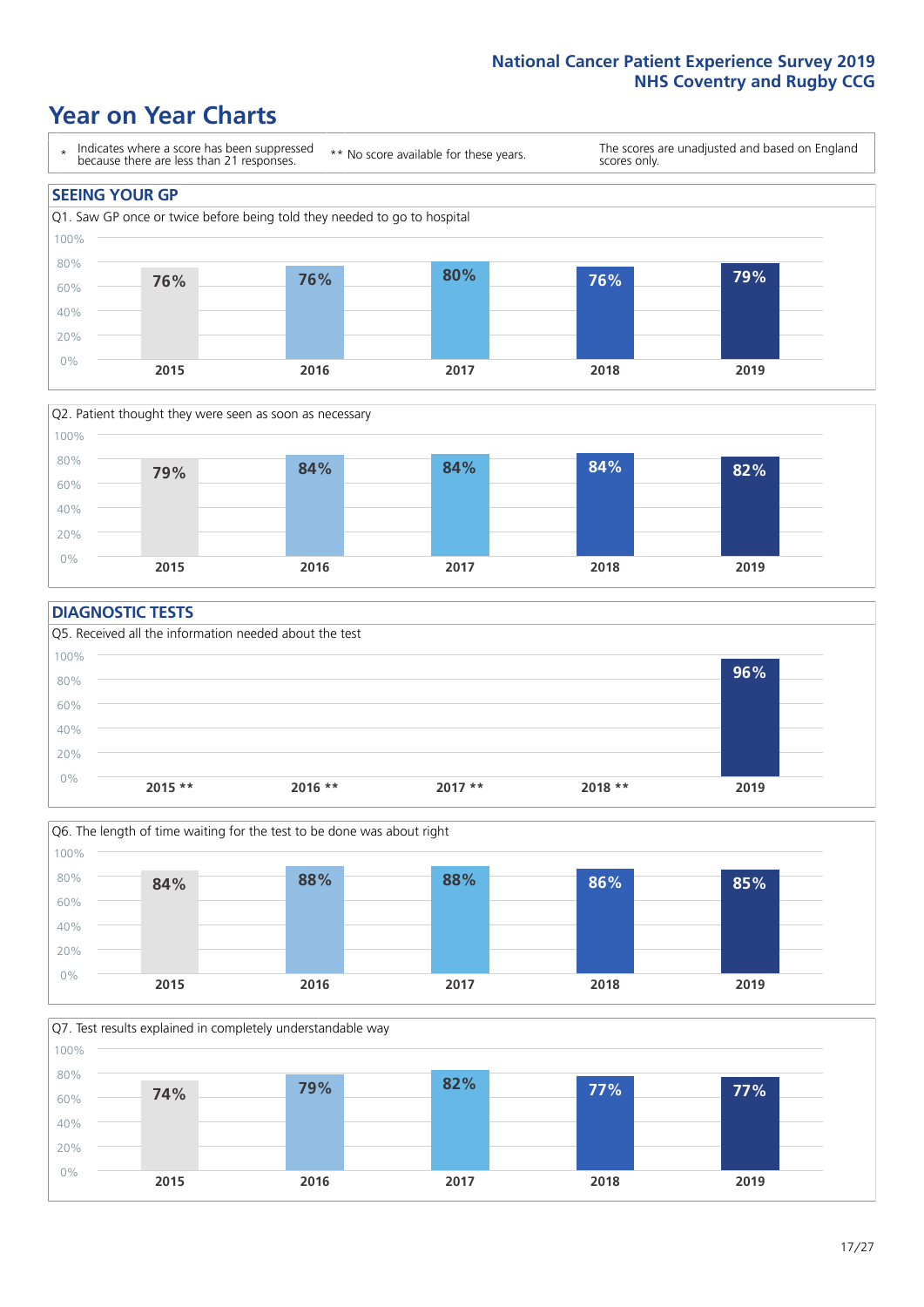# Year on Year Charts

\* Indicates where a score has been suppressed because there are less than 21 responses.

** No score available for these years.

The scores are unadjusted and based on England scores only.

## SEEING YOUR GP

Q1. Saw GP once or twice before being told they needed to go to hospital

| 2015 | 2016 | 2017 | 2018 | 2019 |
|---|---|---|---|---|
| 76% | 76% | 80% | 76% | 79% |

Q2. Patient thought they were seen as soon as necessary

| 2015 | 2016 | 2017 | 2018 | 2019 |
|---|---|---|---|---|
| 79% | 84% | 84% | 84% | 82% |

## DIAGNOSTIC TESTS

Q5. Received all the information needed about the test

| 2015 ** | 2016 ** | 2017 ** | 2018 ** | 2019 |
|---|---|---|---|---|
| | | | | 96% |

Q6. The length of time waiting for the test to be done was about right

| 2015 | 2016 | 2017 | 2018 | 2019 |
|---|---|---|---|---|
| 84% | 88% | 88% | 86% | 85% |

Q7. Test results explained in completely understandable way

| 2015 | 2016 | 2017 | 2018 | 2019 |
|---|---|---|---|---|
| 74% | 79% | 82% | 77% | 77% |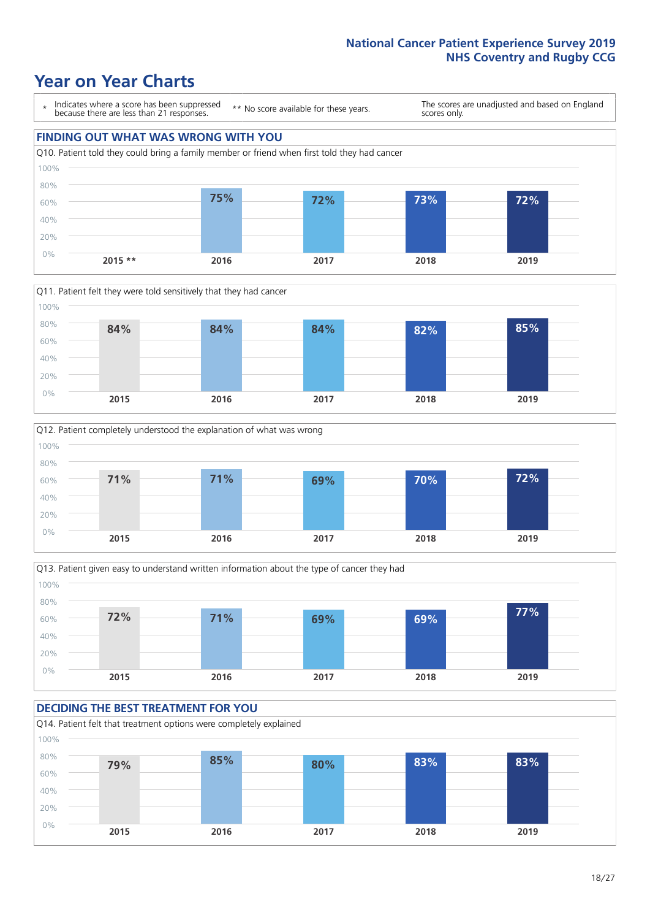# Year on Year Charts

\* Indicates where a score has been suppressed because there are less than 21 responses.

** No score available for these years.

The scores are unadjusted and based on England scores only.

## FINDING OUT WHAT WAS WRONG WITH YOU

Q10. Patient told they could bring a family member or friend when first told they had cancer

| 2015 ** | 2016 | 2017 | 2018 | 2019 |
|---|---|---|---|---|
| | 75% | 72% | 73% | 72% |

Q11. Patient felt they were told sensitively that they had cancer

| 2015 | 2016 | 2017 | 2018 | 2019 |
|---|---|---|---|---|
| 84% | 84% | 84% | 82% | 85% |

Q12. Patient completely understood the explanation of what was wrong

| 2015 | 2016 | 2017 | 2018 | 2019 |
|---|---|---|---|---|
| 71% | 71% | 69% | 70% | 72% |

Q13. Patient given easy to understand written information about the type of cancer they had

| 2015 | 2016 | 2017 | 2018 | 2019 |
|---|---|---|---|---|
| 72% | 71% | 69% | 69% | 77% |

## DECIDING THE BEST TREATMENT FOR YOU

Q14. Patient felt that treatment options were completely explained

| 2015 | 2016 | 2017 | 2018 | 2019 |
|---|---|---|---|---|
| 79% | 85% | 80% | 83% | 83% |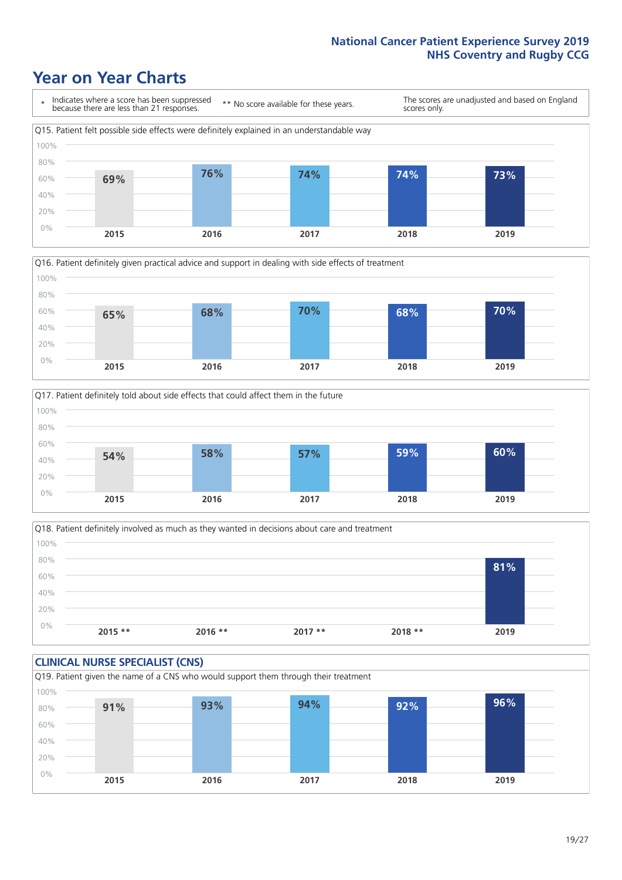# Year on Year Charts

\* Indicates where a score has been suppressed because there are less than 21 responses.

** No score available for these years.

The scores are unadjusted and based on England scores only.

Q15. Patient felt possible side effects were definitely explained in an understandable way

| 2015 | 2016 | 2017 | 2018 | 2019 |
|---|---|---|---|---|
| 69% | 76% | 74% | 74% | 73% |

Q16. Patient definitely given practical advice and support in dealing with side effects of treatment

| 2015 | 2016 | 2017 | 2018 | 2019 |
|---|---|---|---|---|
| 65% | 68% | 70% | 68% | 70% |

Q17. Patient definitely told about side effects that could affect them in the future

| 2015 | 2016 | 2017 | 2018 | 2019 |
|---|---|---|---|---|
| 54% | 58% | 57% | 59% | 60% |

Q18. Patient definitely involved as much as they wanted in decisions about care and treatment

| 2015 ** | 2016 ** | 2017 ** | 2018 ** | 2019 |
|---|---|---|---|---|
| | | | | 81% |

## CLINICAL NURSE SPECIALIST (CNS)

Q19. Patient given the name of a CNS who would support them through their treatment

| 2015 | 2016 | 2017 | 2018 | 2019 |
|---|---|---|---|---|
| 91% | 93% | 94% | 92% | 96% |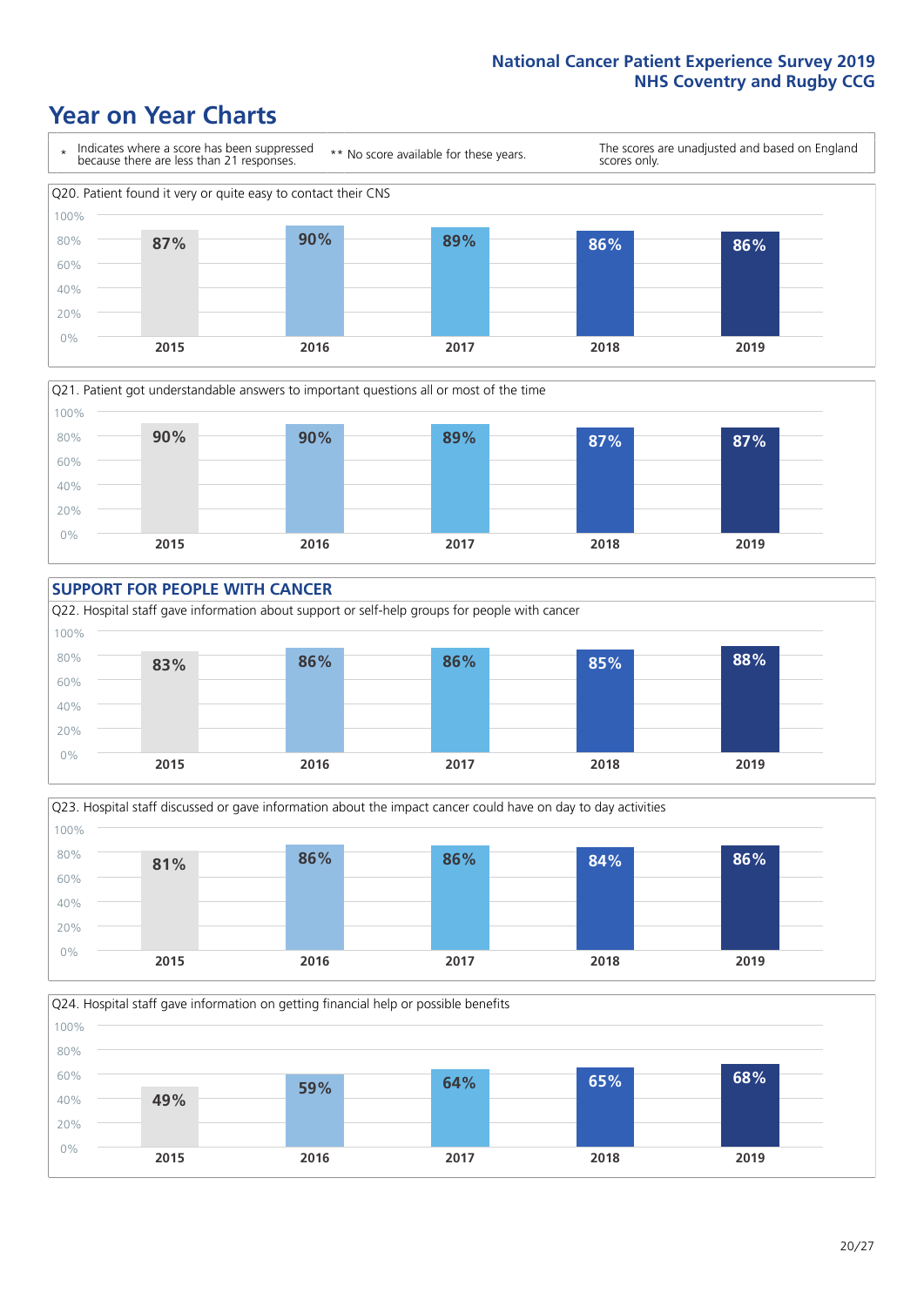# Year on Year Charts

\* Indicates where a score has been suppressed because there are less than 21 responses.

** No score available for these years.

The scores are unadjusted and based on England scores only.

Q20. Patient found it very or quite easy to contact their CNS

| 2015 | 2016 | 2017 | 2018 | 2019 |
|---|---|---|---|---|
| 87% | 90% | 89% | 86% | 86% |

Q21. Patient got understandable answers to important questions all or most of the time

| 2015 | 2016 | 2017 | 2018 | 2019 |
|---|---|---|---|---|
| 90% | 90% | 89% | 87% | 87% |

## SUPPORT FOR PEOPLE WITH CANCER

Q22. Hospital staff gave information about support or self-help groups for people with cancer

| 2015 | 2016 | 2017 | 2018 | 2019 |
|---|---|---|---|---|
| 83% | 86% | 86% | 85% | 88% |

Q23. Hospital staff discussed or gave information about the impact cancer could have on day to day activities

| 2015 | 2016 | 2017 | 2018 | 2019 |
|---|---|---|---|---|
| 81% | 86% | 86% | 84% | 86% |

Q24. Hospital staff gave information on getting financial help or possible benefits

| 2015 | 2016 | 2017 | 2018 | 2019 |
|---|---|---|---|---|
| 49% | 59% | 64% | 65% | 68% |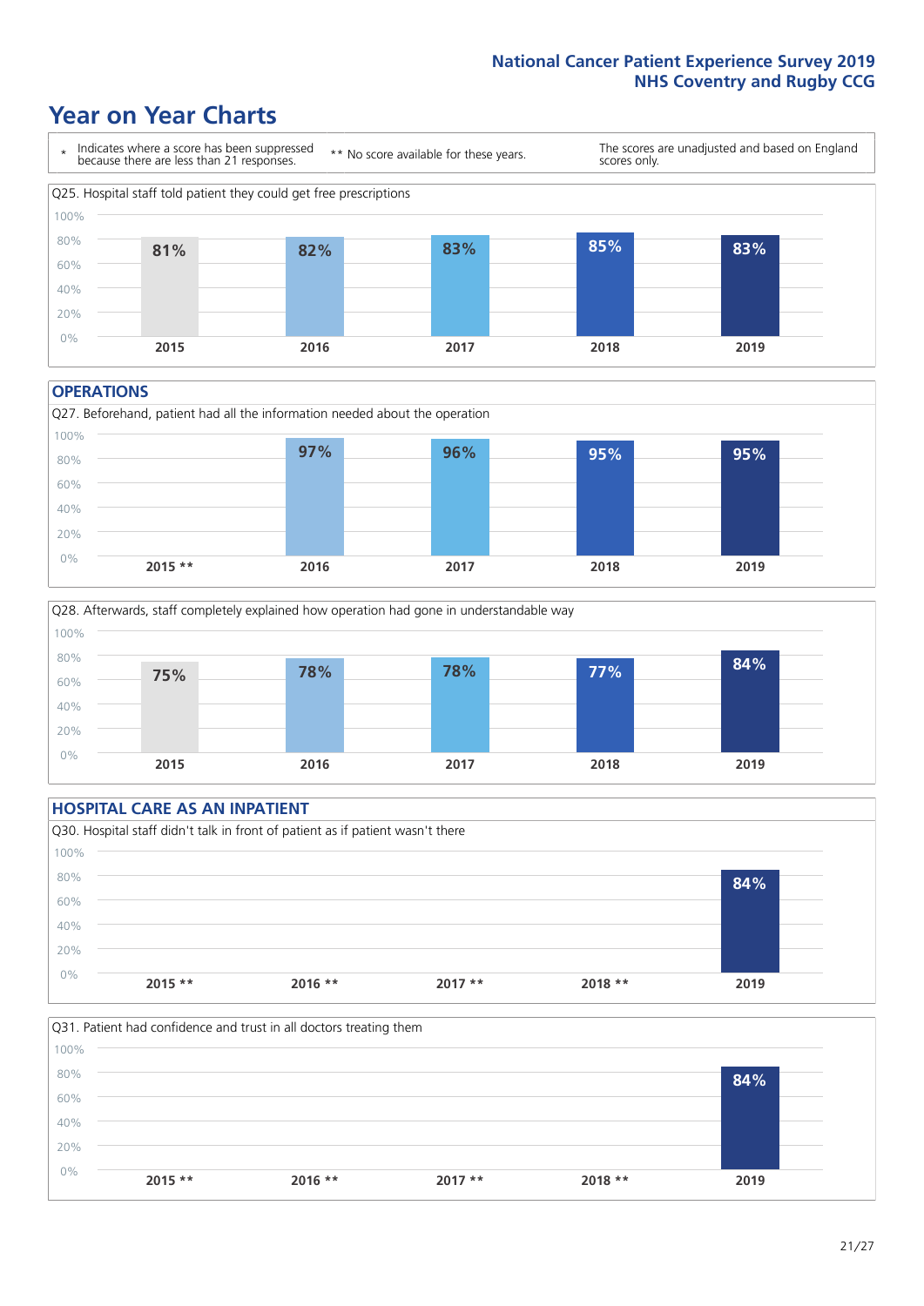# Year on Year Charts

\* Indicates where a score has been suppressed because there are less than 21 responses.

\*\* No score available for these years.

The scores are unadjusted and based on England scores only.

Q25. Hospital staff told patient they could get free prescriptions

| 2015 | 2016 | 2017 | 2018 | 2019 |
|---|---|---|---|---|
| 81% | 82% | 83% | 85% | 83% |

## OPERATIONS

Q27. Beforehand, patient had all the information needed about the operation

| 2015 ** | 2016 | 2017 | 2018 | 2019 |
|---|---|---|---|---|
| | 97% | 96% | 95% | 95% |

Q28. Afterwards, staff completely explained how operation had gone in understandable way

| 2015 | 2016 | 2017 | 2018 | 2019 |
|---|---|---|---|---|
| 75% | 78% | 78% | 77% | 84% |

## HOSPITAL CARE AS AN INPATIENT

Q30. Hospital staff didn't talk in front of patient as if patient wasn't there

| 2015 ** | 2016 ** | 2017 ** | 2018 ** | 2019 |
|---|---|---|---|---|
| | | | | 84% |

Q31. Patient had confidence and trust in all doctors treating them

| 2015 ** | 2016 ** | 2017 ** | 2018 ** | 2019 |
|---|---|---|---|---|
| | | | | 84% |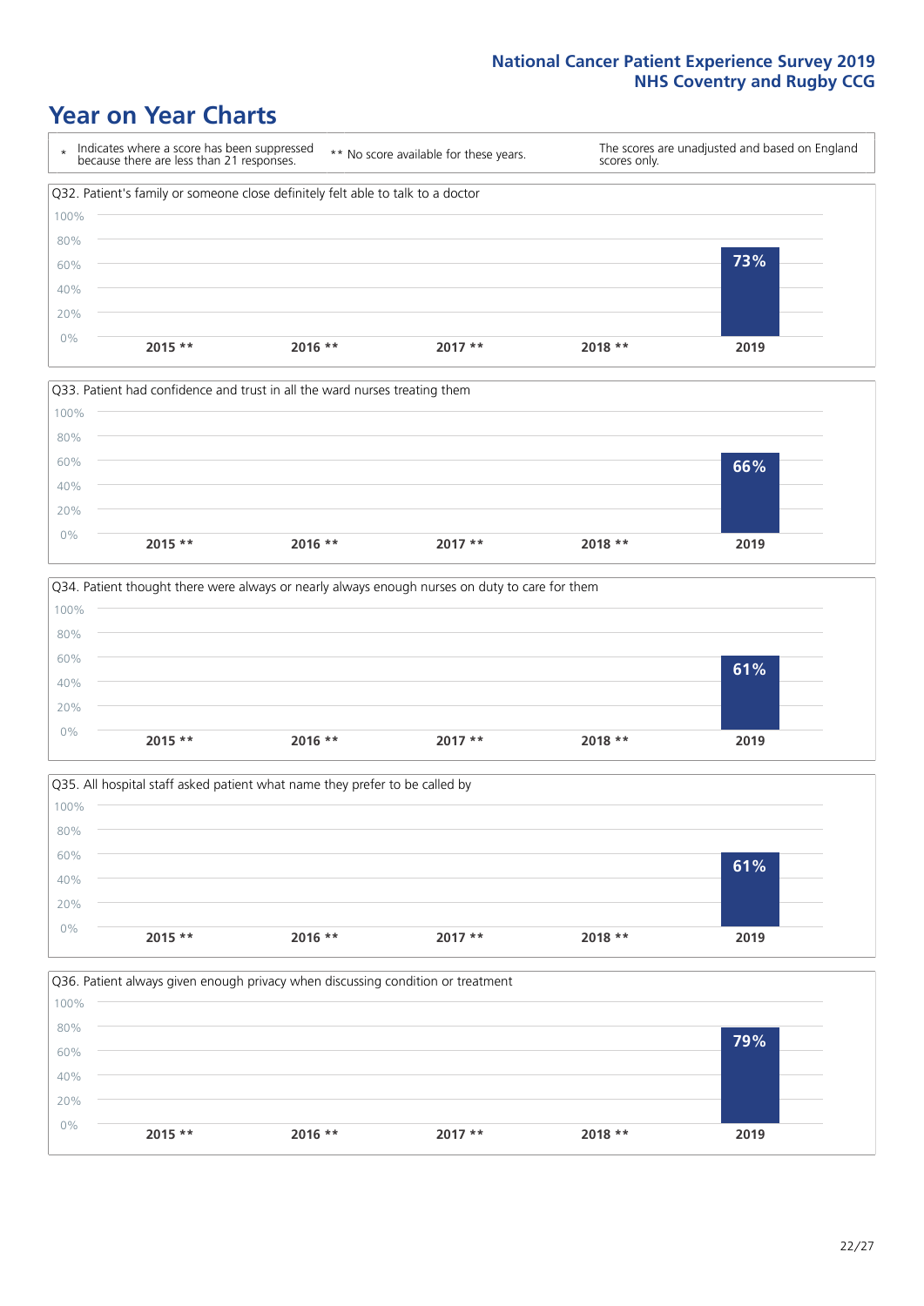# Year on Year Charts

| * Indicates where a score has been suppressed because there are less than 21 responses. | ** No score available for these years. | The scores are unadjusted and based on England scores only. |
|---|---|---|

Q32. Patient's family or someone close definitely felt able to talk to a doctor

| 2015 ** | 2016 ** | 2017 ** | 2018 ** | 2019 |
|---|---|---|---|---|
| | | | | 73% |

Q33. Patient had confidence and trust in all the ward nurses treating them

| 2015 ** | 2016 ** | 2017 ** | 2018 ** | 2019 |
|---|---|---|---|---|
| | | | | 66% |

Q34. Patient thought there were always or nearly always enough nurses on duty to care for them

| 2015 ** | 2016 ** | 2017 ** | 2018 ** | 2019 |
|---|---|---|---|---|
| | | | | 61% |

Q35. All hospital staff asked patient what name they prefer to be called by

| 2015 ** | 2016 ** | 2017 ** | 2018 ** | 2019 |
|---|---|---|---|---|
| | | | | 61% |

Q36. Patient always given enough privacy when discussing condition or treatment

| 2015 ** | 2016 ** | 2017 ** | 2018 ** | 2019 |
|---|---|---|---|---|
| | | | | 79% |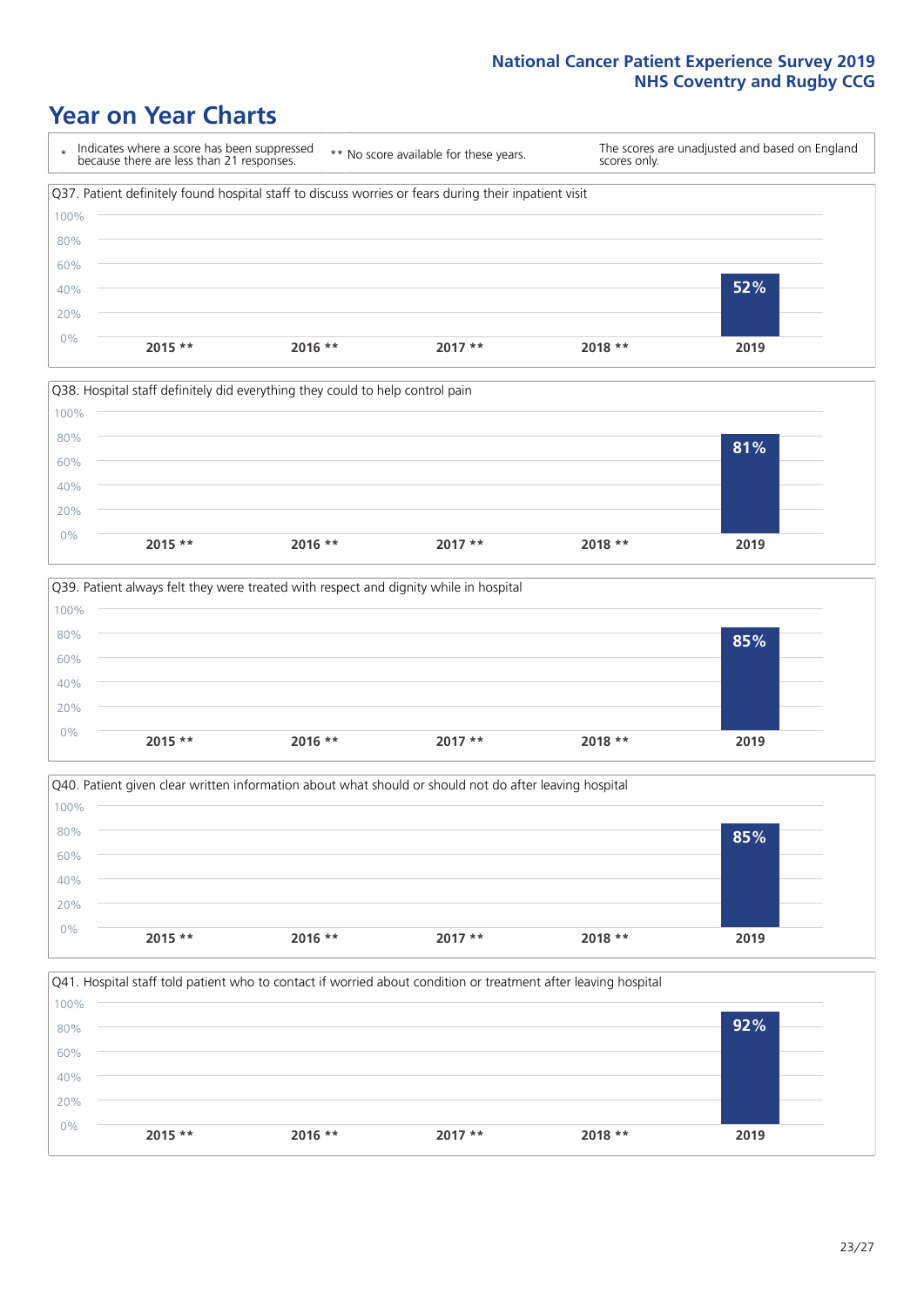# Year on Year Charts

\* Indicates where a score has been suppressed because there are less than 21 responses.

\*\* No score available for these years.

The scores are unadjusted and based on England scores only.

Q37. Patient definitely found hospital staff to discuss worries or fears during their inpatient visit

| 2015 ** | 2016 ** | 2017 ** | 2018 ** | 2019 |
|---|---|---|---|---|
| | | | | 52% |

Q38. Hospital staff definitely did everything they could to help control pain

| 2015 ** | 2016 ** | 2017 ** | 2018 ** | 2019 |
|---|---|---|---|---|
| | | | | 81% |

Q39. Patient always felt they were treated with respect and dignity while in hospital

| 2015 ** | 2016 ** | 2017 ** | 2018 ** | 2019 |
|---|---|---|---|---|
| | | | | 85% |

Q40. Patient given clear written information about what should or should not do after leaving hospital

| 2015 ** | 2016 ** | 2017 ** | 2018 ** | 2019 |
|---|---|---|---|---|
| | | | | 85% |

Q41. Hospital staff told patient who to contact if worried about condition or treatment after leaving hospital

| 2015 ** | 2016 ** | 2017 ** | 2018 ** | 2019 |
|---|---|---|---|---|
| | | | | 92% |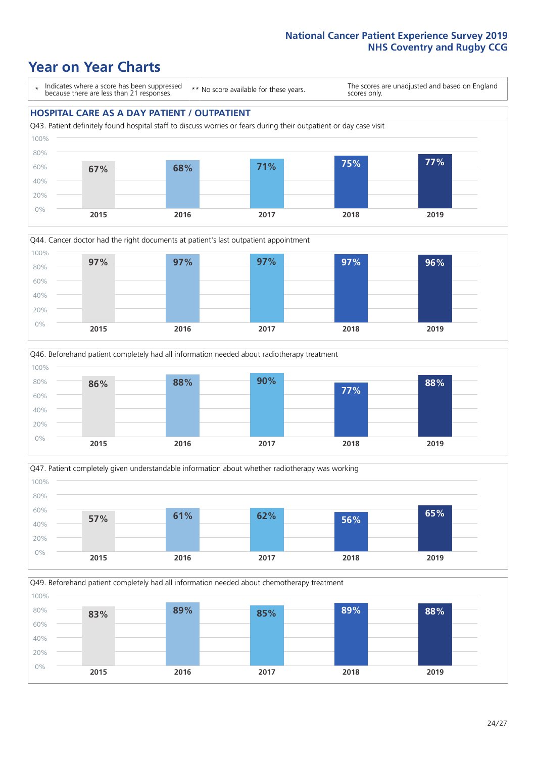# Year on Year Charts

\* Indicates where a score has been suppressed because there are less than 21 responses.

\*\* No score available for these years.

The scores are unadjusted and based on England scores only.

## HOSPITAL CARE AS A DAY PATIENT / OUTPATIENT

Q43. Patient definitely found hospital staff to discuss worries or fears during their outpatient or day case visit

| 2015 | 2016 | 2017 | 2018 | 2019 |
|---|---|---|---|---|
| 67% | 68% | 71% | 75% | 77% |

Q44. Cancer doctor had the right documents at patient's last outpatient appointment

| 2015 | 2016 | 2017 | 2018 | 2019 |
|---|---|---|---|---|
| 97% | 97% | 97% | 97% | 96% |

Q46. Beforehand patient completely had all information needed about radiotherapy treatment

| 2015 | 2016 | 2017 | 2018 | 2019 |
|---|---|---|---|---|
| 86% | 88% | 90% | 77% | 88% |

Q47. Patient completely given understandable information about whether radiotherapy was working

| 2015 | 2016 | 2017 | 2018 | 2019 |
|---|---|---|---|---|
| 57% | 61% | 62% | 56% | 65% |

Q49. Beforehand patient completely had all information needed about chemotherapy treatment

| 2015 | 2016 | 2017 | 2018 | 2019 |
|---|---|---|---|---|
| 83% | 89% | 85% | 89% | 88% |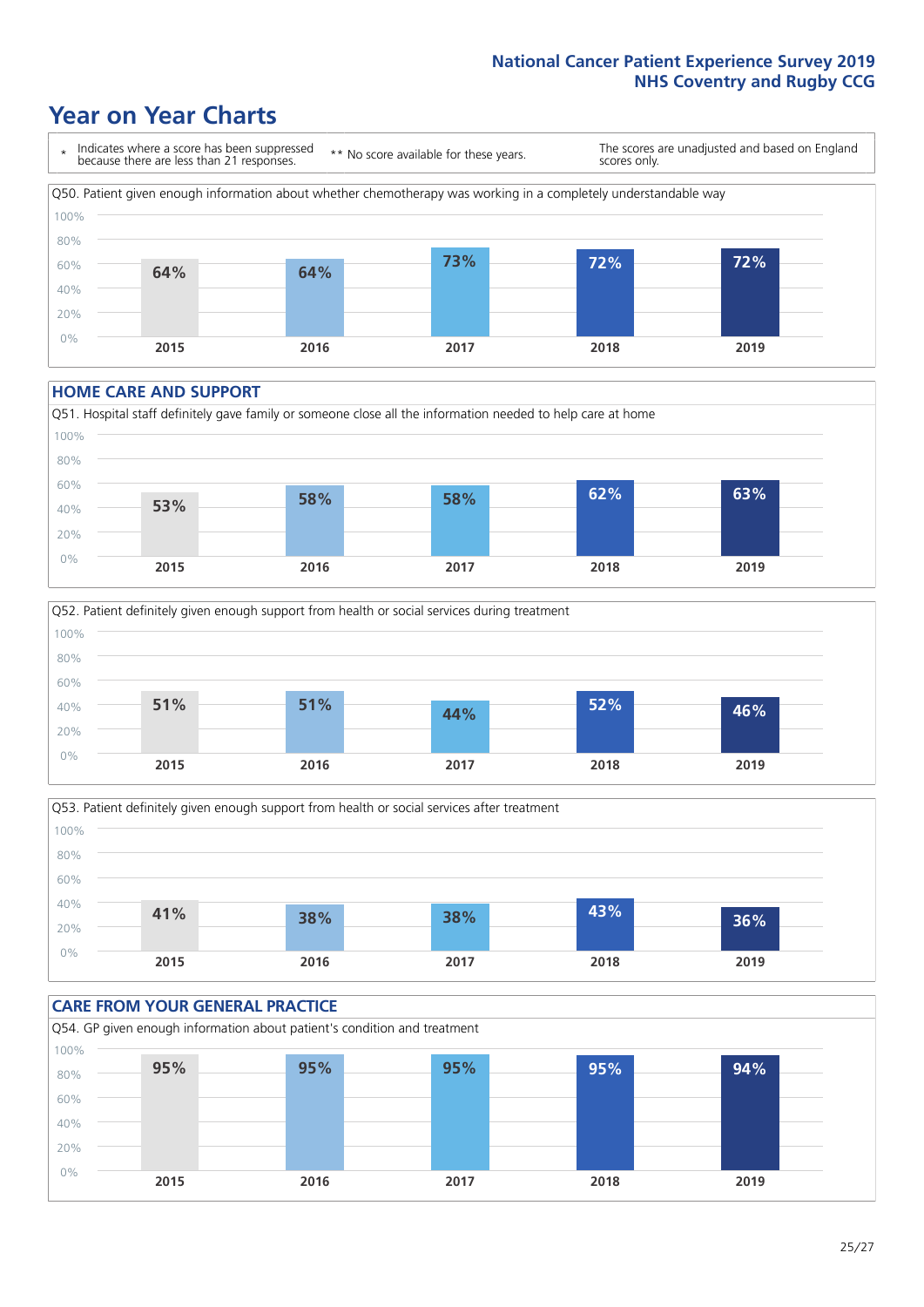# Year on Year Charts

\* Indicates where a score has been suppressed because there are less than 21 responses.

** No score available for these years.

The scores are unadjusted and based on England scores only.

Q50. Patient given enough information about whether chemotherapy was working in a completely understandable way

| 2015 | 2016 | 2017 | 2018 | 2019 |
|---|---|---|---|---|
| 64% | 64% | 73% | 72% | 72% |

## HOME CARE AND SUPPORT

Q51. Hospital staff definitely gave family or someone close all the information needed to help care at home

| 2015 | 2016 | 2017 | 2018 | 2019 |
|---|---|---|---|---|
| 53% | 58% | 58% | 62% | 63% |

Q52. Patient definitely given enough support from health or social services during treatment

| 2015 | 2016 | 2017 | 2018 | 2019 |
|---|---|---|---|---|
| 51% | 51% | 44% | 52% | 46% |

Q53. Patient definitely given enough support from health or social services after treatment

| 2015 | 2016 | 2017 | 2018 | 2019 |
|---|---|---|---|---|
| 41% | 38% | 38% | 43% | 36% |

## CARE FROM YOUR GENERAL PRACTICE

Q54. GP given enough information about patient's condition and treatment

| 2015 | 2016 | 2017 | 2018 | 2019 |
|---|---|---|---|---|
| 95% | 95% | 95% | 95% | 94% |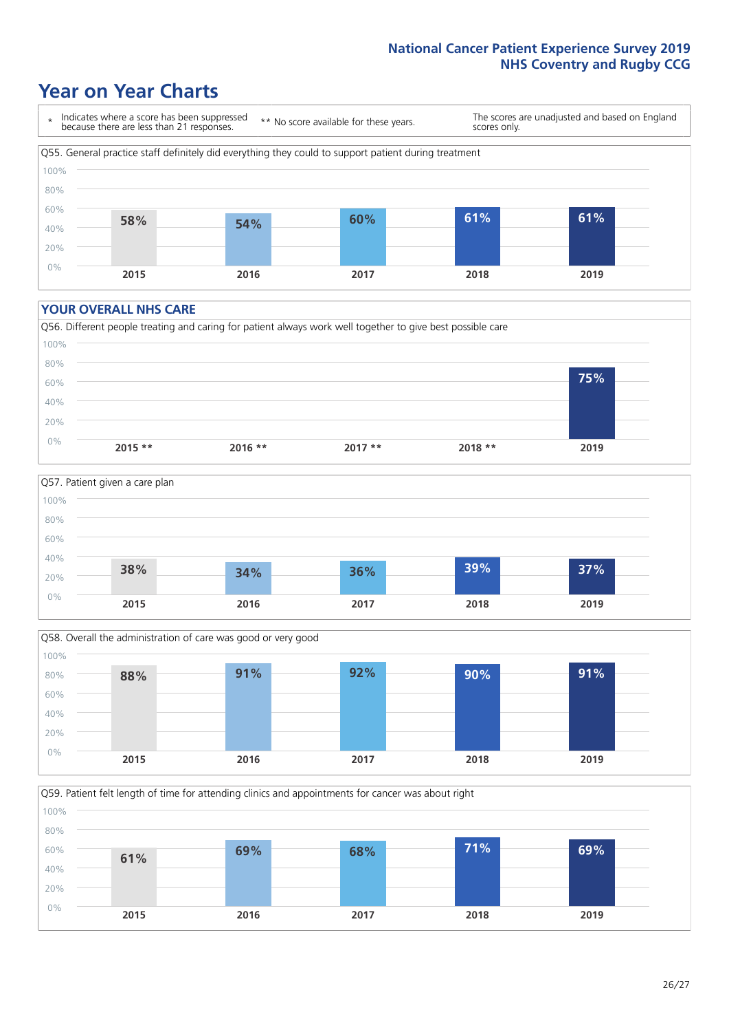# Year on Year Charts

\* Indicates where a score has been suppressed because there are less than 21 responses.

** No score available for these years.

The scores are unadjusted and based on England scores only.

Q55. General practice staff definitely did everything they could to support patient during treatment

| 2015 | 2016 | 2017 | 2018 | 2019 |
|---|---|---|---|---|
| 58% | 54% | 60% | 61% | 61% |

## YOUR OVERALL NHS CARE

Q56. Different people treating and caring for patient always work well together to give best possible care

| 2015 ** | 2016 ** | 2017 ** | 2018 ** | 2019 |
|---|---|---|---|---|
| | | | | 75% |

Q57. Patient given a care plan

| 2015 | 2016 | 2017 | 2018 | 2019 |
|---|---|---|---|---|
| 38% | 34% | 36% | 39% | 37% |

Q58. Overall the administration of care was good or very good

| 2015 | 2016 | 2017 | 2018 | 2019 |
|---|---|---|---|---|
| 88% | 91% | 92% | 90% | 91% |

Q59. Patient felt length of time for attending clinics and appointments for cancer was about right

| 2015 | 2016 | 2017 | 2018 | 2019 |
|---|---|---|---|---|
| 61% | 69% | 68% | 71% | 69% |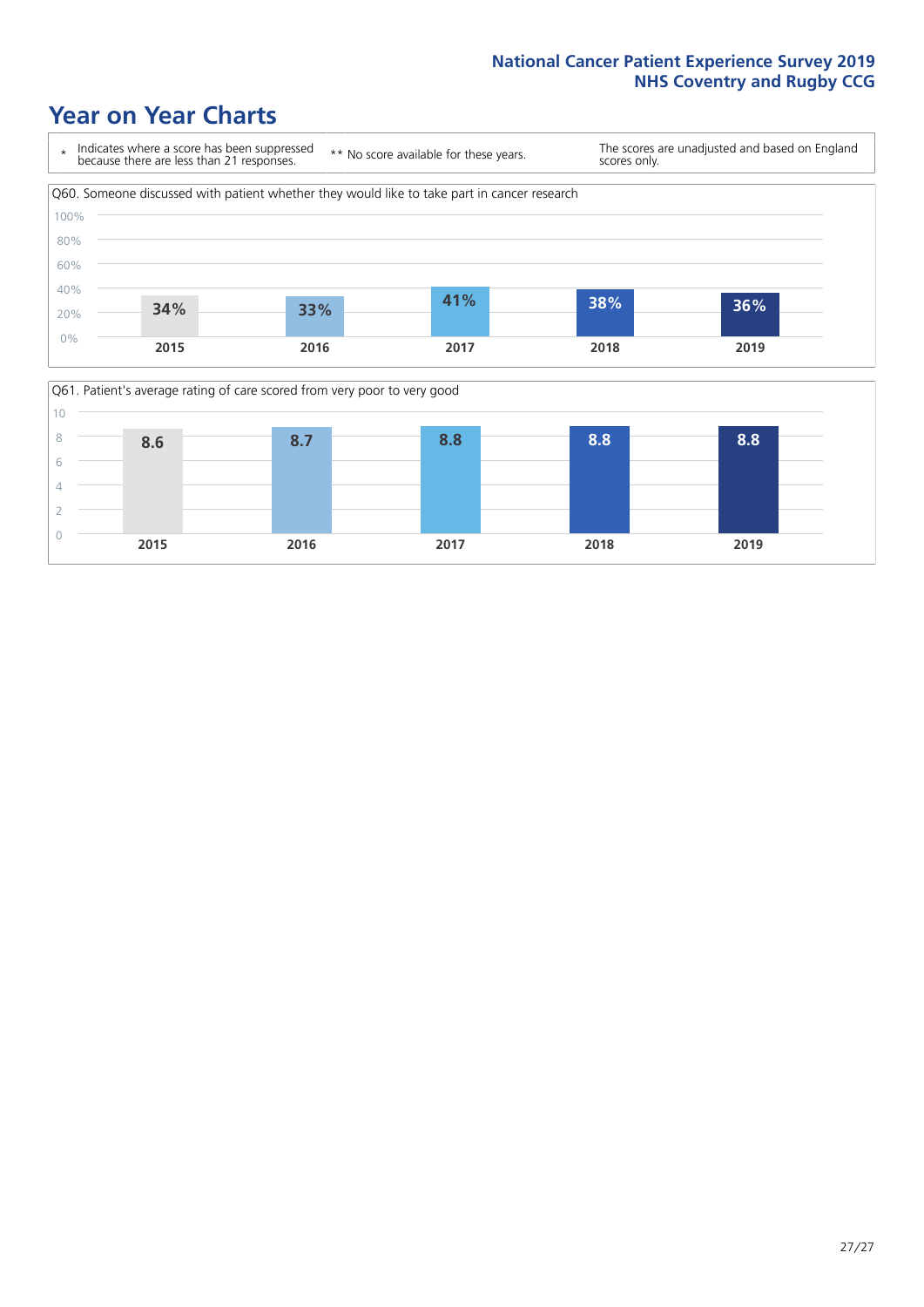# Year on Year Charts

\* Indicates where a score has been suppressed because there are less than 21 responses.

** No score available for these years.

The scores are unadjusted and based on England scores only.

Q60. Someone discussed with patient whether they would like to take part in cancer research

100%
80%
60%
40%
20%
0%

34% 33% 41% 38% 36%

2015 2016 2017 2018 2019

Q61. Patient's average rating of care scored from very poor to very good

10
8
6
4
2
0

8.6 8.7 8.8 8.8 8.8

2015 2016 2017 2018 2019